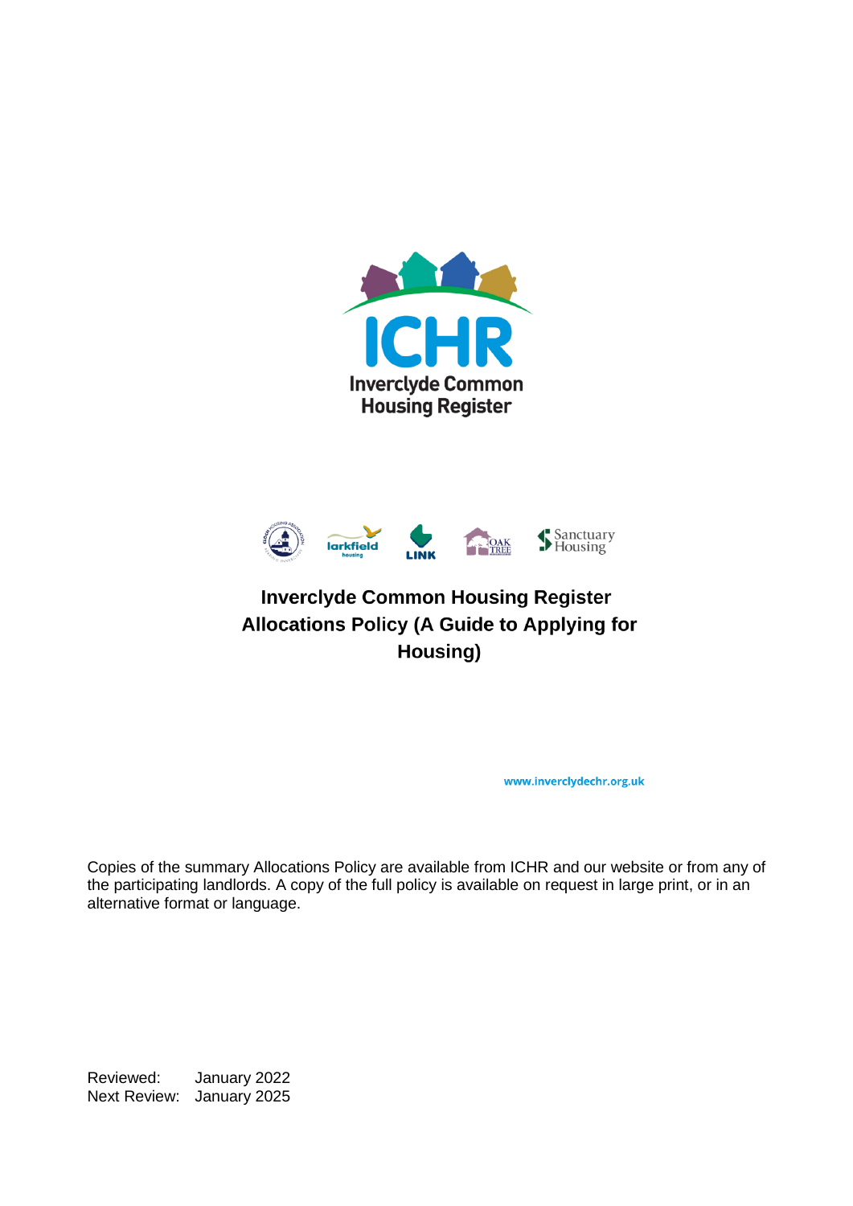ICHR

Inverclyde Common Housing Register

# Inverclyde Common Housing Register Allocations Policy (A Guide to Applying for Housing)

www.inverclydechr.org.uk

Copies of the summary Allocations Policy are available from ICHR and our website or from any of the participating landlords. A copy of the full policy is available on request in large print, or in an alternative format or language.

Reviewed: January 2022
Next Review: January 2025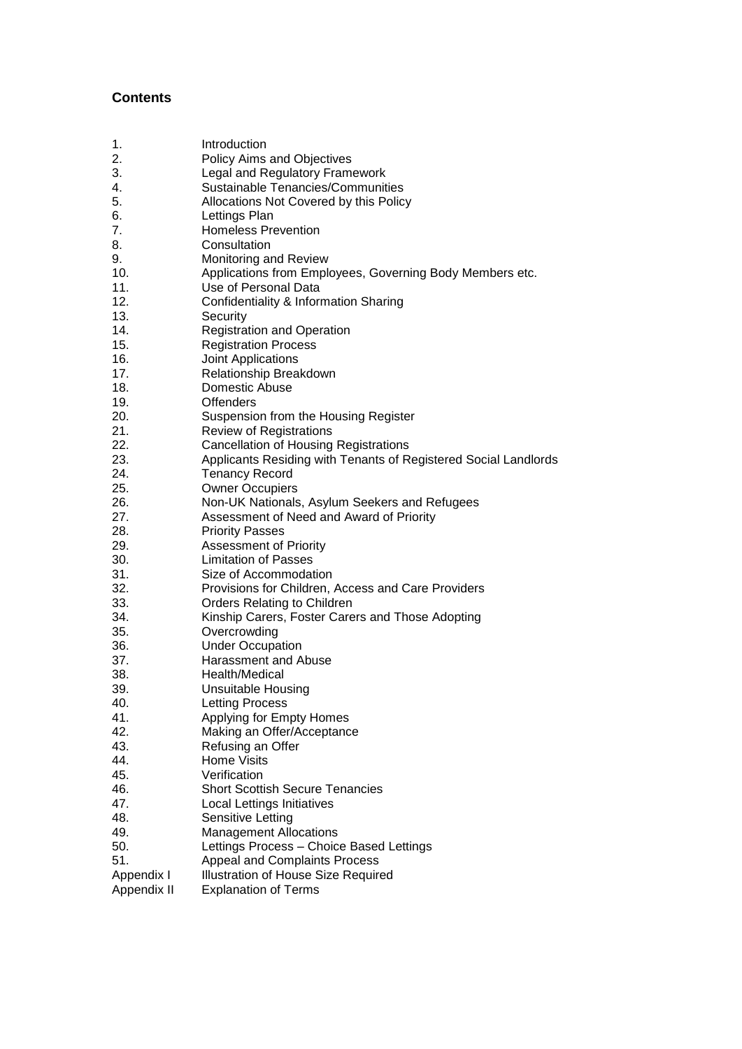## Contents

| | |
|---|---|
| 1. | Introduction |
| 2. | Policy Aims and Objectives |
| 3. | Legal and Regulatory Framework |
| 4. | Sustainable Tenancies/Communities |
| 5. | Allocations Not Covered by this Policy |
| 6. | Lettings Plan |
| 7. | Homeless Prevention |
| 8. | Consultation |
| 9. | Monitoring and Review |
| 10. | Applications from Employees, Governing Body Members etc. |
| 11. | Use of Personal Data |
| 12. | Confidentiality & Information Sharing |
| 13. | Security |
| 14. | Registration and Operation |
| 15. | Registration Process |
| 16. | Joint Applications |
| 17. | Relationship Breakdown |
| 18. | Domestic Abuse |
| 19. | Offenders |
| 20. | Suspension from the Housing Register |
| 21. | Review of Registrations |
| 22. | Cancellation of Housing Registrations |
| 23. | Applicants Residing with Tenants of Registered Social Landlords |
| 24. | Tenancy Record |
| 25. | Owner Occupiers |
| 26. | Non-UK Nationals, Asylum Seekers and Refugees |
| 27. | Assessment of Need and Award of Priority |
| 28. | Priority Passes |
| 29. | Assessment of Priority |
| 30. | Limitation of Passes |
| 31. | Size of Accommodation |
| 32. | Provisions for Children, Access and Care Providers |
| 33. | Orders Relating to Children |
| 34. | Kinship Carers, Foster Carers and Those Adopting |
| 35. | Overcrowding |
| 36. | Under Occupation |
| 37. | Harassment and Abuse |
| 38. | Health/Medical |
| 39. | Unsuitable Housing |
| 40. | Letting Process |
| 41. | Applying for Empty Homes |
| 42. | Making an Offer/Acceptance |
| 43. | Refusing an Offer |
| 44. | Home Visits |
| 45. | Verification |
| 46. | Short Scottish Secure Tenancies |
| 47. | Local Lettings Initiatives |
| 48. | Sensitive Letting |
| 49. | Management Allocations |
| 50. | Lettings Process – Choice Based Lettings |
| 51. | Appeal and Complaints Process |
| Appendix I | Illustration of House Size Required |
| Appendix II | Explanation of Terms |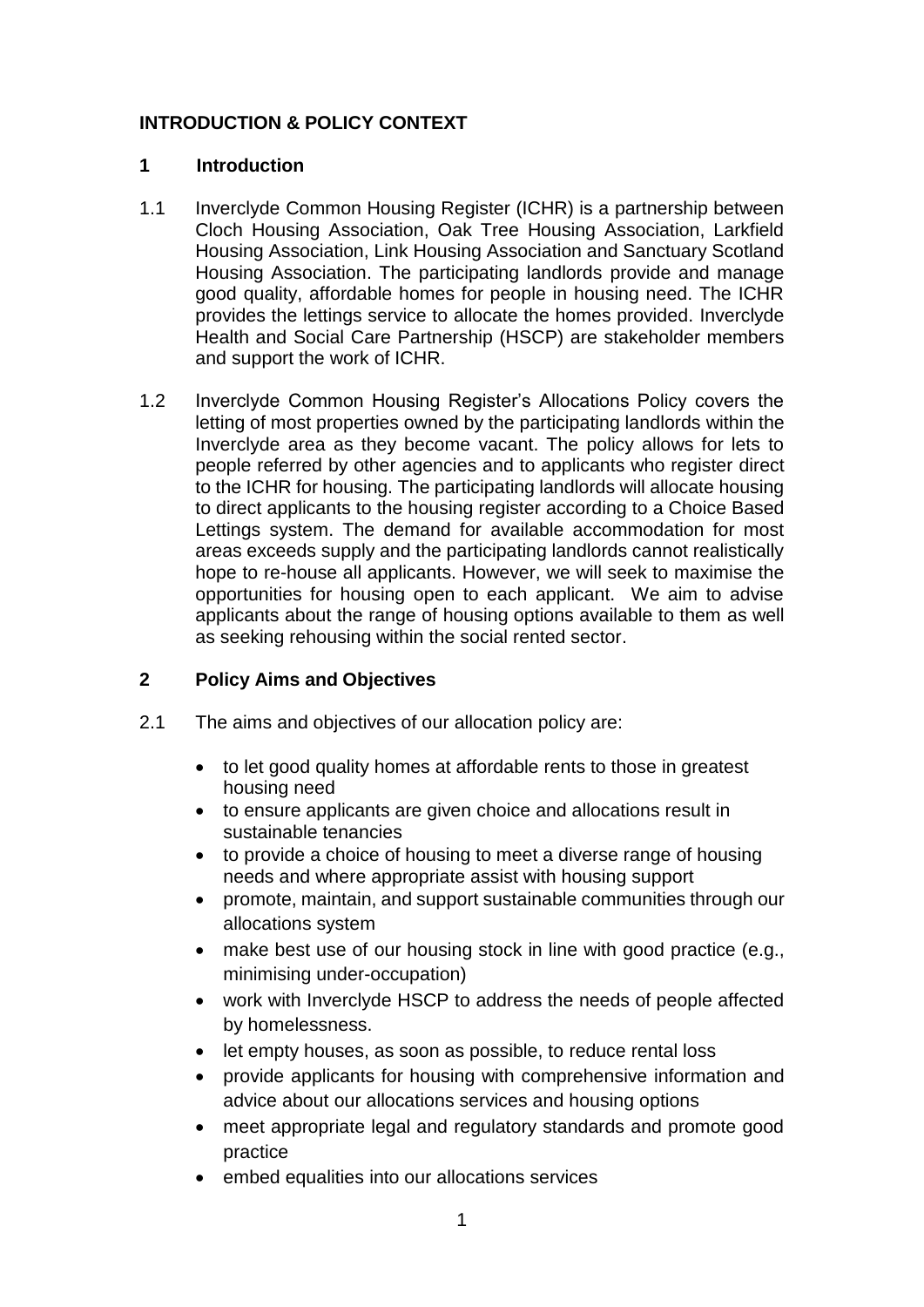## INTRODUCTION & POLICY CONTEXT

### 1 Introduction

1.1 Inverclyde Common Housing Register (ICHR) is a partnership between Cloch Housing Association, Oak Tree Housing Association, Larkfield Housing Association, Link Housing Association and Sanctuary Scotland Housing Association. The participating landlords provide and manage good quality, affordable homes for people in housing need. The ICHR provides the lettings service to allocate the homes provided. Inverclyde Health and Social Care Partnership (HSCP) are stakeholder members and support the work of ICHR.

1.2 Inverclyde Common Housing Register's Allocations Policy covers the letting of most properties owned by the participating landlords within the Inverclyde area as they become vacant. The policy allows for lets to people referred by other agencies and to applicants who register direct to the ICHR for housing. The participating landlords will allocate housing to direct applicants to the housing register according to a Choice Based Lettings system. The demand for available accommodation for most areas exceeds supply and the participating landlords cannot realistically hope to re-house all applicants. However, we will seek to maximise the opportunities for housing open to each applicant. We aim to advise applicants about the range of housing options available to them as well as seeking rehousing within the social rented sector.

### 2 Policy Aims and Objectives

2.1 The aims and objectives of our allocation policy are:

- to let good quality homes at affordable rents to those in greatest housing need
- to ensure applicants are given choice and allocations result in sustainable tenancies
- to provide a choice of housing to meet a diverse range of housing needs and where appropriate assist with housing support
- promote, maintain, and support sustainable communities through our allocations system
- make best use of our housing stock in line with good practice (e.g., minimising under-occupation)
- work with Inverclyde HSCP to address the needs of people affected by homelessness.
- let empty houses, as soon as possible, to reduce rental loss
- provide applicants for housing with comprehensive information and advice about our allocations services and housing options
- meet appropriate legal and regulatory standards and promote good practice
- embed equalities into our allocations services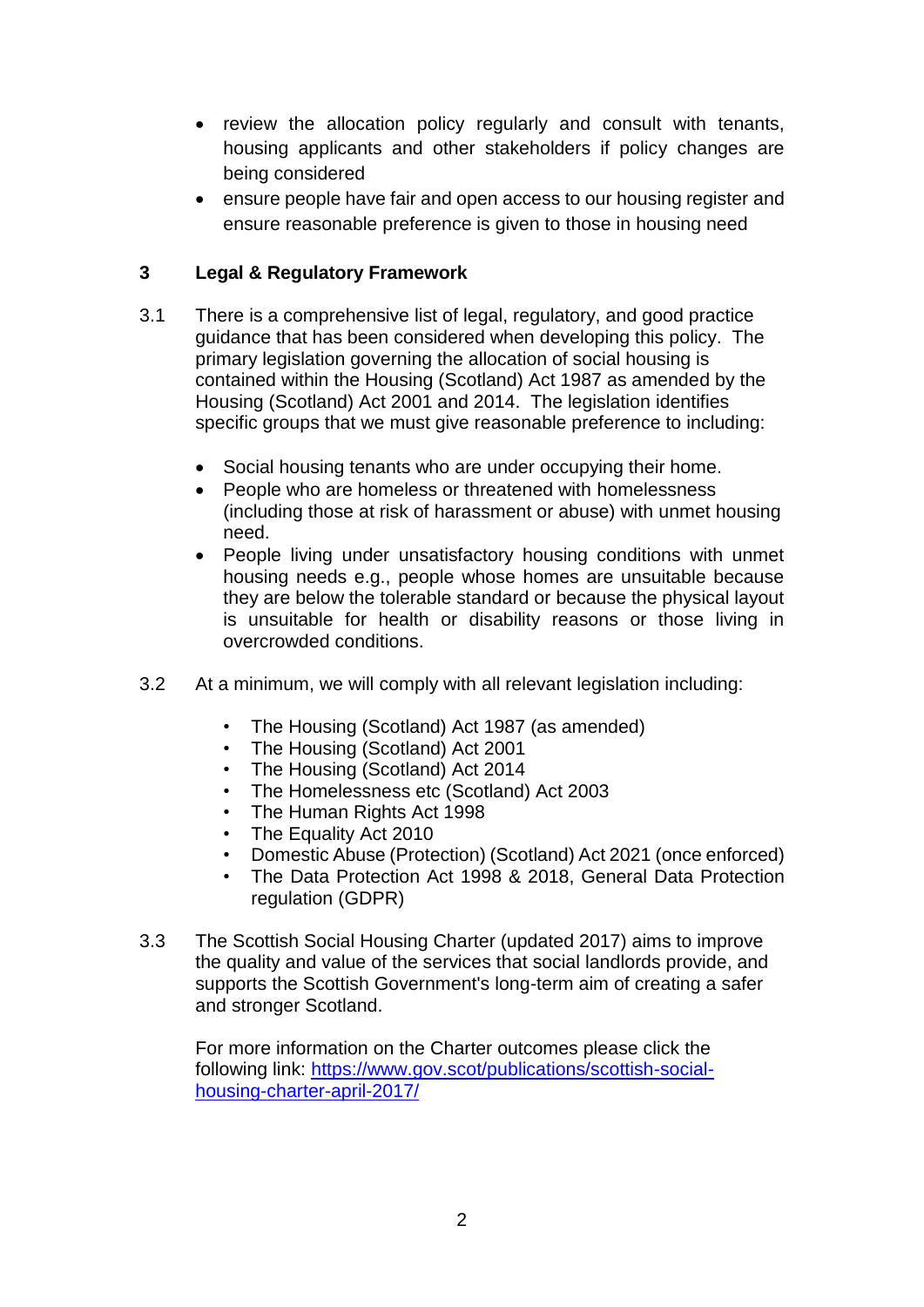- review the allocation policy regularly and consult with tenants, housing applicants and other stakeholders if policy changes are being considered
- ensure people have fair and open access to our housing register and ensure reasonable preference is given to those in housing need

## 3 Legal & Regulatory Framework

3.1 There is a comprehensive list of legal, regulatory, and good practice guidance that has been considered when developing this policy. The primary legislation governing the allocation of social housing is contained within the Housing (Scotland) Act 1987 as amended by the Housing (Scotland) Act 2001 and 2014. The legislation identifies specific groups that we must give reasonable preference to including:

- Social housing tenants who are under occupying their home.
- People who are homeless or threatened with homelessness (including those at risk of harassment or abuse) with unmet housing need.
- People living under unsatisfactory housing conditions with unmet housing needs e.g., people whose homes are unsuitable because they are below the tolerable standard or because the physical layout is unsuitable for health or disability reasons or those living in overcrowded conditions.

3.2 At a minimum, we will comply with all relevant legislation including:

- The Housing (Scotland) Act 1987 (as amended)
- The Housing (Scotland) Act 2001
- The Housing (Scotland) Act 2014
- The Homelessness etc (Scotland) Act 2003
- The Human Rights Act 1998
- The Equality Act 2010
- Domestic Abuse (Protection) (Scotland) Act 2021 (once enforced)
- The Data Protection Act 1998 & 2018, General Data Protection regulation (GDPR)

3.3 The Scottish Social Housing Charter (updated 2017) aims to improve the quality and value of the services that social landlords provide, and supports the Scottish Government's long-term aim of creating a safer and stronger Scotland.

For more information on the Charter outcomes please click the following link: [https://www.gov.scot/publications/scottish-social-housing-charter-april-2017/](https://www.gov.scot/publications/scottish-social-housing-charter-april-2017/)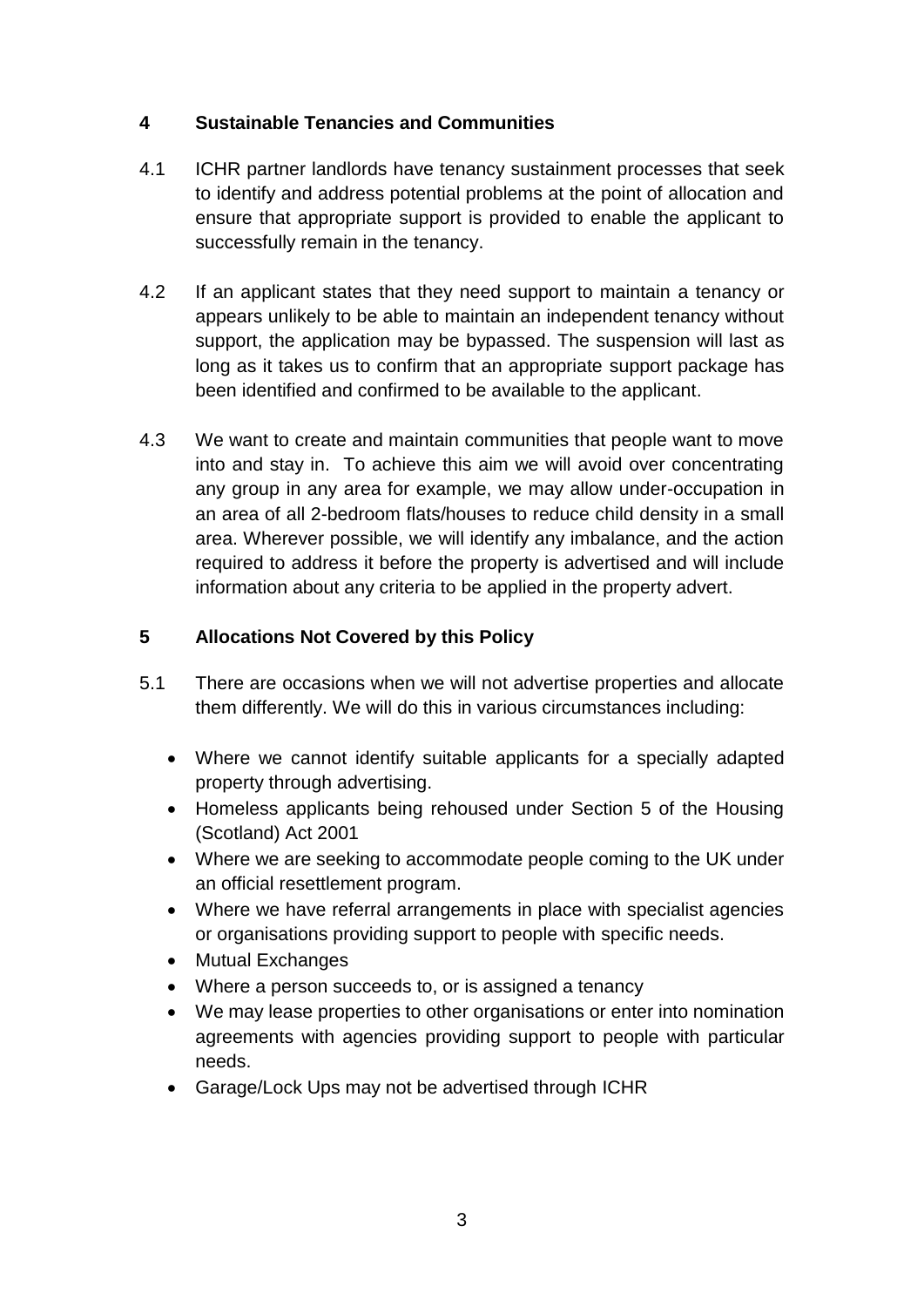## 4 Sustainable Tenancies and Communities

4.1 ICHR partner landlords have tenancy sustainment processes that seek to identify and address potential problems at the point of allocation and ensure that appropriate support is provided to enable the applicant to successfully remain in the tenancy.

4.2 If an applicant states that they need support to maintain a tenancy or appears unlikely to be able to maintain an independent tenancy without support, the application may be bypassed. The suspension will last as long as it takes us to confirm that an appropriate support package has been identified and confirmed to be available to the applicant.

4.3 We want to create and maintain communities that people want to move into and stay in. To achieve this aim we will avoid over concentrating any group in any area for example, we may allow under-occupation in an area of all 2-bedroom flats/houses to reduce child density in a small area. Wherever possible, we will identify any imbalance, and the action required to address it before the property is advertised and will include information about any criteria to be applied in the property advert.

## 5 Allocations Not Covered by this Policy

5.1 There are occasions when we will not advertise properties and allocate them differently. We will do this in various circumstances including:

- Where we cannot identify suitable applicants for a specially adapted property through advertising.
- Homeless applicants being rehoused under Section 5 of the Housing (Scotland) Act 2001
- Where we are seeking to accommodate people coming to the UK under an official resettlement program.
- Where we have referral arrangements in place with specialist agencies or organisations providing support to people with specific needs.
- Mutual Exchanges
- Where a person succeeds to, or is assigned a tenancy
- We may lease properties to other organisations or enter into nomination agreements with agencies providing support to people with particular needs.
- Garage/Lock Ups may not be advertised through ICHR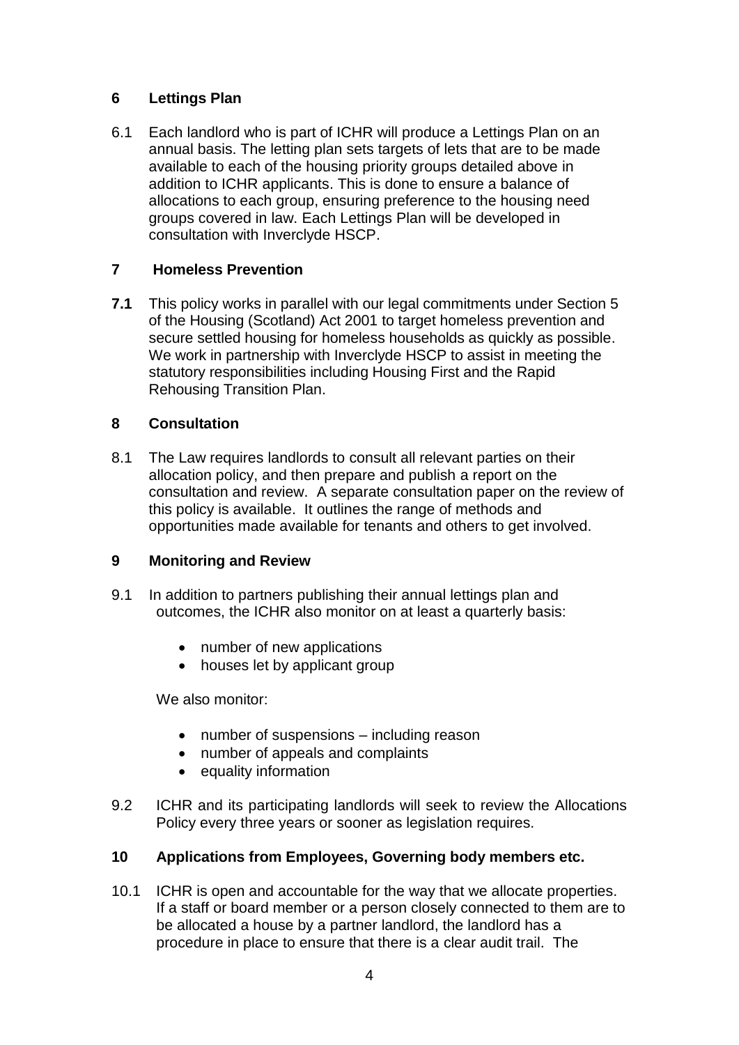## 6 Lettings Plan

6.1 Each landlord who is part of ICHR will produce a Lettings Plan on an annual basis. The letting plan sets targets of lets that are to be made available to each of the housing priority groups detailed above in addition to ICHR applicants. This is done to ensure a balance of allocations to each group, ensuring preference to the housing need groups covered in law. Each Lettings Plan will be developed in consultation with Inverclyde HSCP.

## 7 Homeless Prevention

**7.1** This policy works in parallel with our legal commitments under Section 5 of the Housing (Scotland) Act 2001 to target homeless prevention and secure settled housing for homeless households as quickly as possible. We work in partnership with Inverclyde HSCP to assist in meeting the statutory responsibilities including Housing First and the Rapid Rehousing Transition Plan.

## 8 Consultation

8.1 The Law requires landlords to consult all relevant parties on their allocation policy, and then prepare and publish a report on the consultation and review. A separate consultation paper on the review of this policy is available. It outlines the range of methods and opportunities made available for tenants and others to get involved.

## 9 Monitoring and Review

9.1 In addition to partners publishing their annual lettings plan and outcomes, the ICHR also monitor on at least a quarterly basis:

- number of new applications
- houses let by applicant group

We also monitor:

- number of suspensions – including reason
- number of appeals and complaints
- equality information

9.2 ICHR and its participating landlords will seek to review the Allocations Policy every three years or sooner as legislation requires.

## 10 Applications from Employees, Governing body members etc.

10.1 ICHR is open and accountable for the way that we allocate properties. If a staff or board member or a person closely connected to them are to be allocated a house by a partner landlord, the landlord has a procedure in place to ensure that there is a clear audit trail. The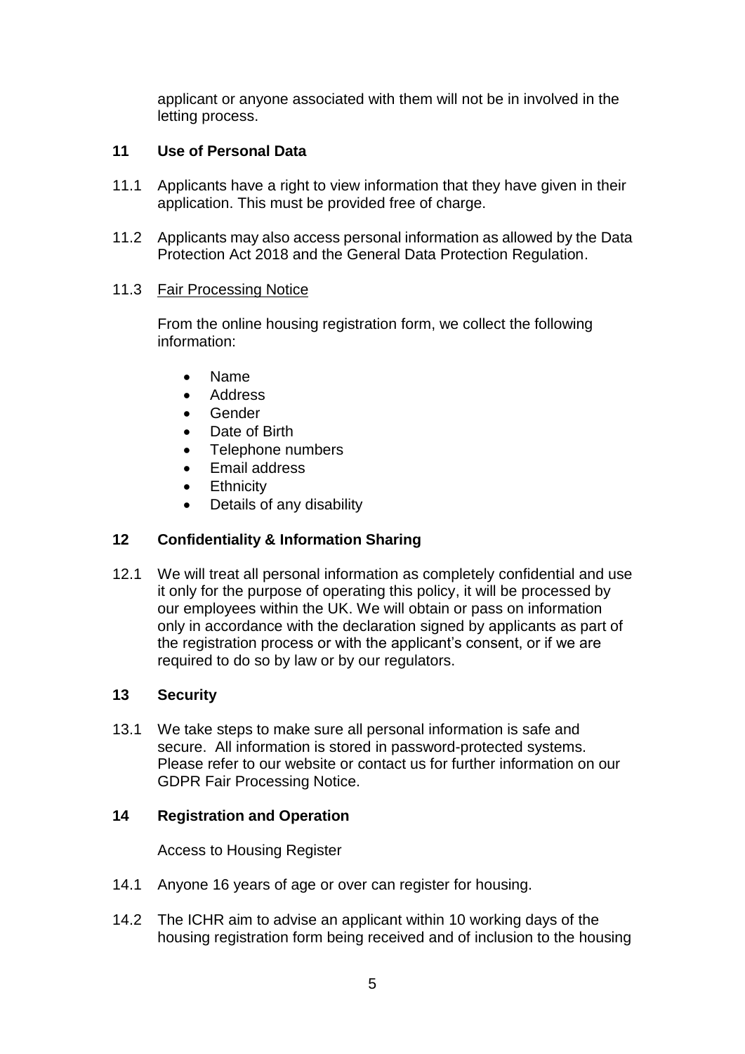applicant or anyone associated with them will not be in involved in the letting process.

## 11 Use of Personal Data

11.1 Applicants have a right to view information that they have given in their application. This must be provided free of charge.

11.2 Applicants may also access personal information as allowed by the Data Protection Act 2018 and the General Data Protection Regulation.

11.3 Fair Processing Notice

From the online housing registration form, we collect the following information:

- Name
- Address
- Gender
- Date of Birth
- Telephone numbers
- Email address
- Ethnicity
- Details of any disability

## 12 Confidentiality & Information Sharing

12.1 We will treat all personal information as completely confidential and use it only for the purpose of operating this policy, it will be processed by our employees within the UK. We will obtain or pass on information only in accordance with the declaration signed by applicants as part of the registration process or with the applicant's consent, or if we are required to do so by law or by our regulators.

## 13 Security

13.1 We take steps to make sure all personal information is safe and secure. All information is stored in password-protected systems. Please refer to our website or contact us for further information on our GDPR Fair Processing Notice.

## 14 Registration and Operation

Access to Housing Register

14.1 Anyone 16 years of age or over can register for housing.

14.2 The ICHR aim to advise an applicant within 10 working days of the housing registration form being received and of inclusion to the housing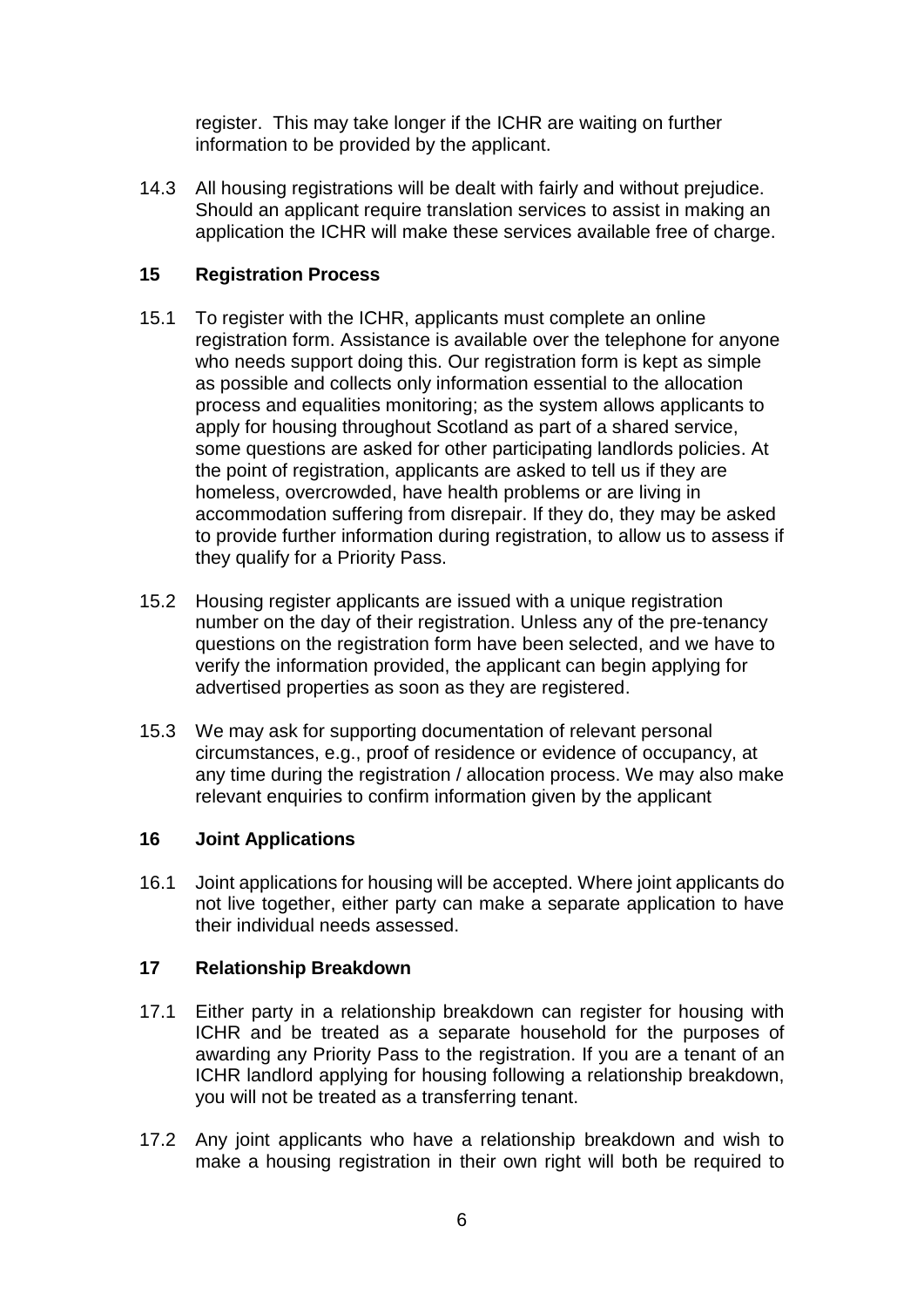register. This may take longer if the ICHR are waiting on further information to be provided by the applicant.

14.3 All housing registrations will be dealt with fairly and without prejudice. Should an applicant require translation services to assist in making an application the ICHR will make these services available free of charge.

## 15 Registration Process

15.1 To register with the ICHR, applicants must complete an online registration form. Assistance is available over the telephone for anyone who needs support doing this. Our registration form is kept as simple as possible and collects only information essential to the allocation process and equalities monitoring; as the system allows applicants to apply for housing throughout Scotland as part of a shared service, some questions are asked for other participating landlords policies. At the point of registration, applicants are asked to tell us if they are homeless, overcrowded, have health problems or are living in accommodation suffering from disrepair. If they do, they may be asked to provide further information during registration, to allow us to assess if they qualify for a Priority Pass.

15.2 Housing register applicants are issued with a unique registration number on the day of their registration. Unless any of the pre-tenancy questions on the registration form have been selected, and we have to verify the information provided, the applicant can begin applying for advertised properties as soon as they are registered.

15.3 We may ask for supporting documentation of relevant personal circumstances, e.g., proof of residence or evidence of occupancy, at any time during the registration / allocation process. We may also make relevant enquiries to confirm information given by the applicant

## 16 Joint Applications

16.1 Joint applications for housing will be accepted. Where joint applicants do not live together, either party can make a separate application to have their individual needs assessed.

## 17 Relationship Breakdown

17.1 Either party in a relationship breakdown can register for housing with ICHR and be treated as a separate household for the purposes of awarding any Priority Pass to the registration. If you are a tenant of an ICHR landlord applying for housing following a relationship breakdown, you will not be treated as a transferring tenant.

17.2 Any joint applicants who have a relationship breakdown and wish to make a housing registration in their own right will both be required to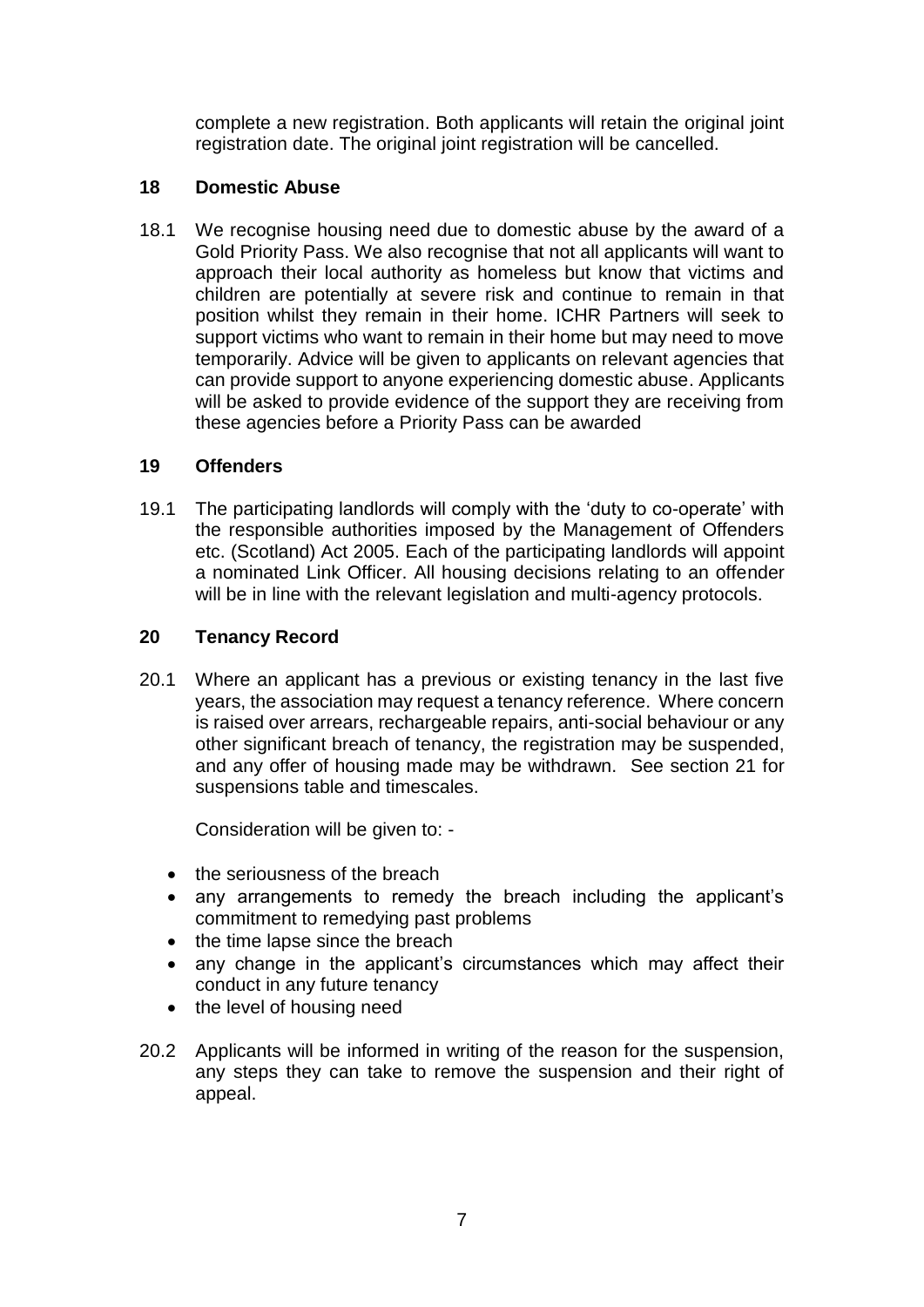complete a new registration. Both applicants will retain the original joint registration date. The original joint registration will be cancelled.

## 18 Domestic Abuse

18.1 We recognise housing need due to domestic abuse by the award of a Gold Priority Pass. We also recognise that not all applicants will want to approach their local authority as homeless but know that victims and children are potentially at severe risk and continue to remain in that position whilst they remain in their home. ICHR Partners will seek to support victims who want to remain in their home but may need to move temporarily. Advice will be given to applicants on relevant agencies that can provide support to anyone experiencing domestic abuse. Applicants will be asked to provide evidence of the support they are receiving from these agencies before a Priority Pass can be awarded

## 19 Offenders

19.1 The participating landlords will comply with the 'duty to co-operate' with the responsible authorities imposed by the Management of Offenders etc. (Scotland) Act 2005. Each of the participating landlords will appoint a nominated Link Officer. All housing decisions relating to an offender will be in line with the relevant legislation and multi-agency protocols.

## 20 Tenancy Record

20.1 Where an applicant has a previous or existing tenancy in the last five years, the association may request a tenancy reference. Where concern is raised over arrears, rechargeable repairs, anti-social behaviour or any other significant breach of tenancy, the registration may be suspended, and any offer of housing made may be withdrawn. See section 21 for suspensions table and timescales.

Consideration will be given to: -

- the seriousness of the breach
- any arrangements to remedy the breach including the applicant's commitment to remedying past problems
- the time lapse since the breach
- any change in the applicant's circumstances which may affect their conduct in any future tenancy
- the level of housing need

20.2 Applicants will be informed in writing of the reason for the suspension, any steps they can take to remove the suspension and their right of appeal.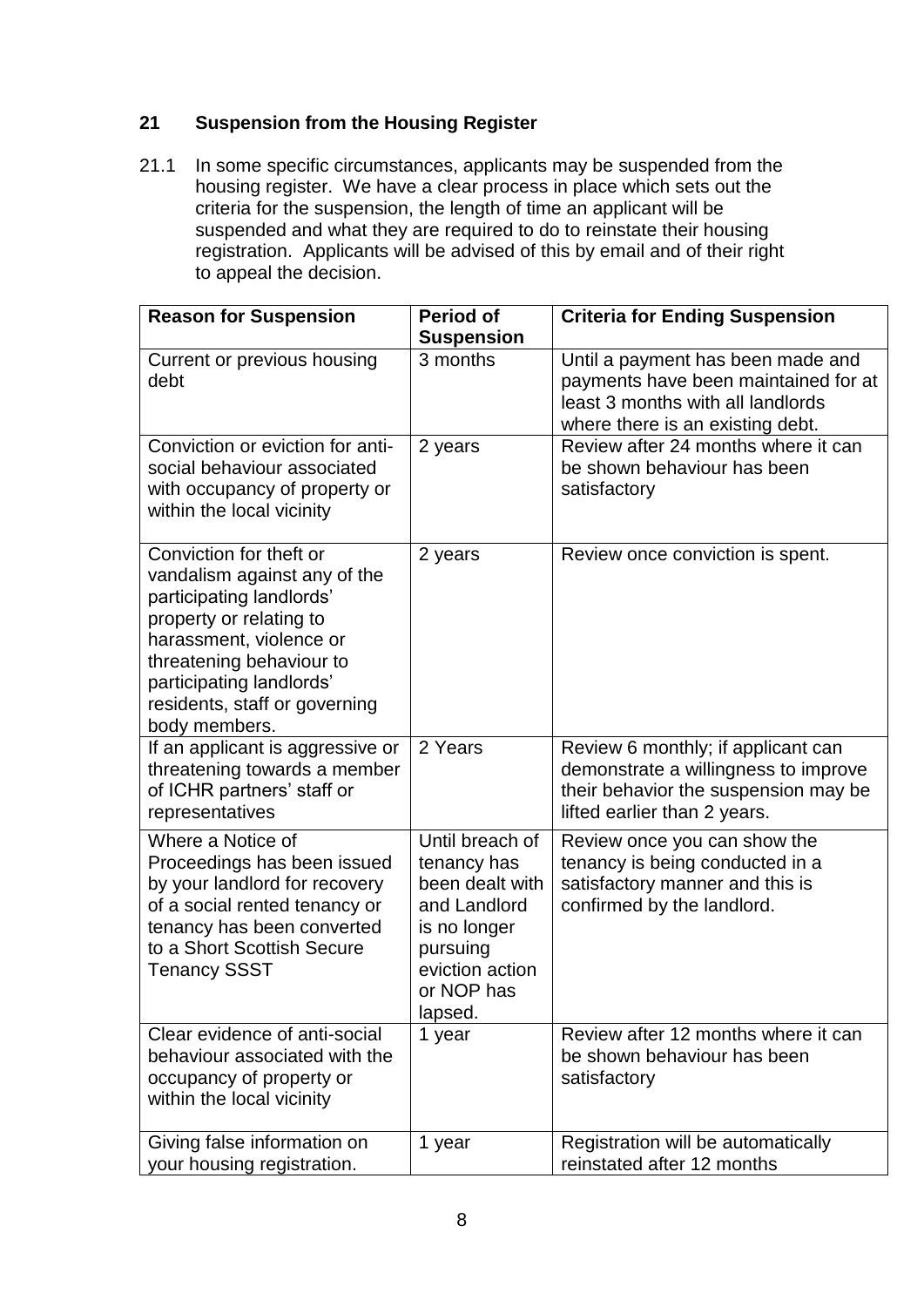## 21 Suspension from the Housing Register

21.1 In some specific circumstances, applicants may be suspended from the housing register. We have a clear process in place which sets out the criteria for the suspension, the length of time an applicant will be suspended and what they are required to do to reinstate their housing registration. Applicants will be advised of this by email and of their right to appeal the decision.

| Reason for Suspension | Period of Suspension | Criteria for Ending Suspension |
|---|---|---|
| Current or previous housing debt | 3 months | Until a payment has been made and payments have been maintained for at least 3 months with all landlords where there is an existing debt. |
| Conviction or eviction for anti-social behaviour associated with occupancy of property or within the local vicinity | 2 years | Review after 24 months where it can be shown behaviour has been satisfactory |
| Conviction for theft or vandalism against any of the participating landlords' property or relating to harassment, violence or threatening behaviour to participating landlords' residents, staff or governing body members. | 2 years | Review once conviction is spent. |
| If an applicant is aggressive or threatening towards a member of ICHR partners' staff or representatives | 2 Years | Review 6 monthly; if applicant can demonstrate a willingness to improve their behavior the suspension may be lifted earlier than 2 years. |
| Where a Notice of Proceedings has been issued by your landlord for recovery of a social rented tenancy or tenancy has been converted to a Short Scottish Secure Tenancy SSST | Until breach of tenancy has been dealt with and Landlord is no longer pursuing eviction action or NOP has lapsed. | Review once you can show the tenancy is being conducted in a satisfactory manner and this is confirmed by the landlord. |
| Clear evidence of anti-social behaviour associated with the occupancy of property or within the local vicinity | 1 year | Review after 12 months where it can be shown behaviour has been satisfactory |
| Giving false information on your housing registration. | 1 year | Registration will be automatically reinstated after 12 months |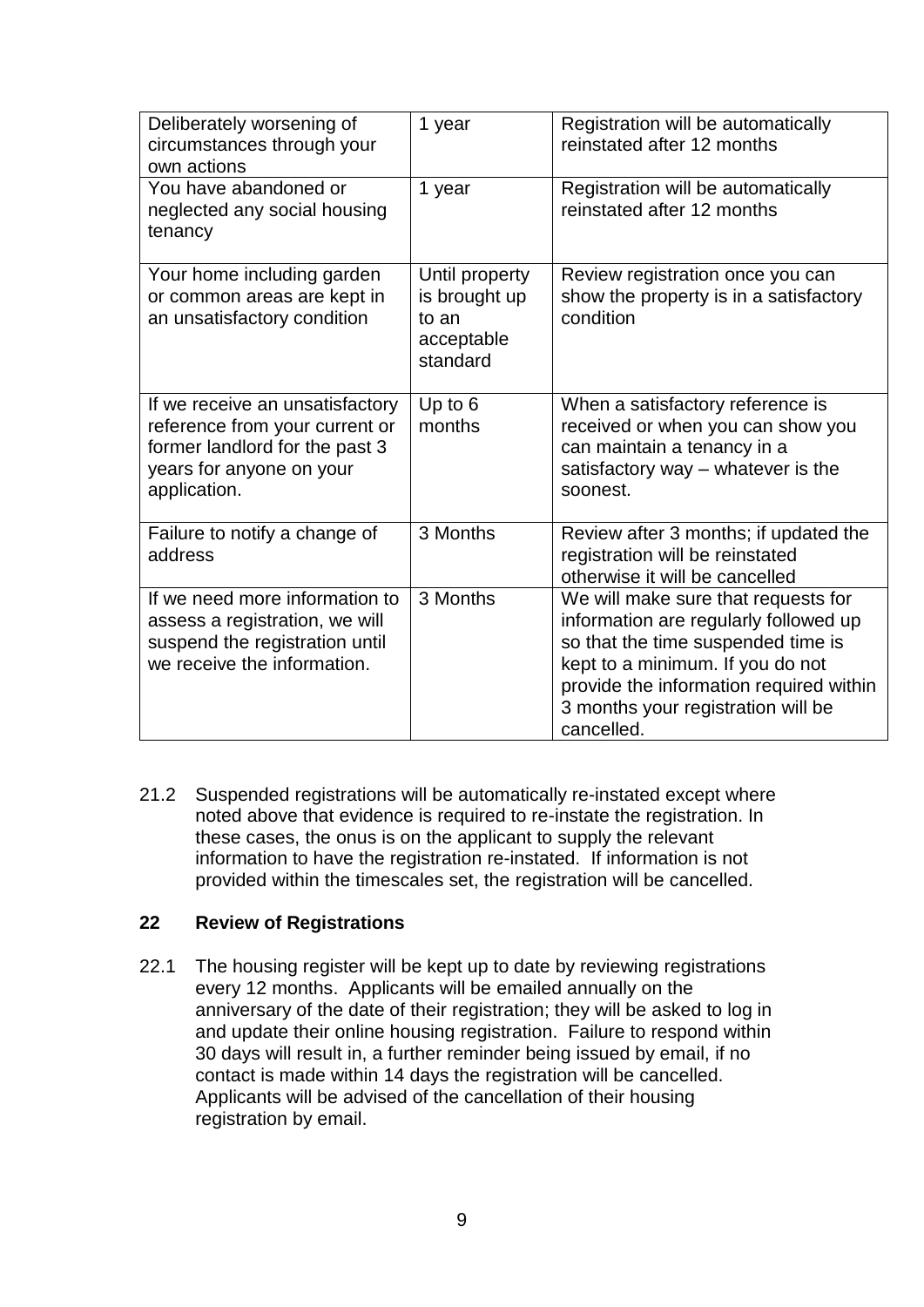| Deliberately worsening of circumstances through your own actions | 1 year | Registration will be automatically reinstated after 12 months |
|---|---|---|
| You have abandoned or neglected any social housing tenancy | 1 year | Registration will be automatically reinstated after 12 months |
| Your home including garden or common areas are kept in an unsatisfactory condition | Until property is brought up to an acceptable standard | Review registration once you can show the property is in a satisfactory condition |
| If we receive an unsatisfactory reference from your current or former landlord for the past 3 years for anyone on your application. | Up to 6 months | When a satisfactory reference is received or when you can show you can maintain a tenancy in a satisfactory way – whatever is the soonest. |
| Failure to notify a change of address | 3 Months | Review after 3 months; if updated the registration will be reinstated otherwise it will be cancelled |
| If we need more information to assess a registration, we will suspend the registration until we receive the information. | 3 Months | We will make sure that requests for information are regularly followed up so that the time suspended time is kept to a minimum. If you do not provide the information required within 3 months your registration will be cancelled. |

21.2 Suspended registrations will be automatically re-instated except where noted above that evidence is required to re-instate the registration. In these cases, the onus is on the applicant to supply the relevant information to have the registration re-instated. If information is not provided within the timescales set, the registration will be cancelled.

## 22 Review of Registrations

22.1 The housing register will be kept up to date by reviewing registrations every 12 months. Applicants will be emailed annually on the anniversary of the date of their registration; they will be asked to log in and update their online housing registration. Failure to respond within 30 days will result in, a further reminder being issued by email, if no contact is made within 14 days the registration will be cancelled. Applicants will be advised of the cancellation of their housing registration by email.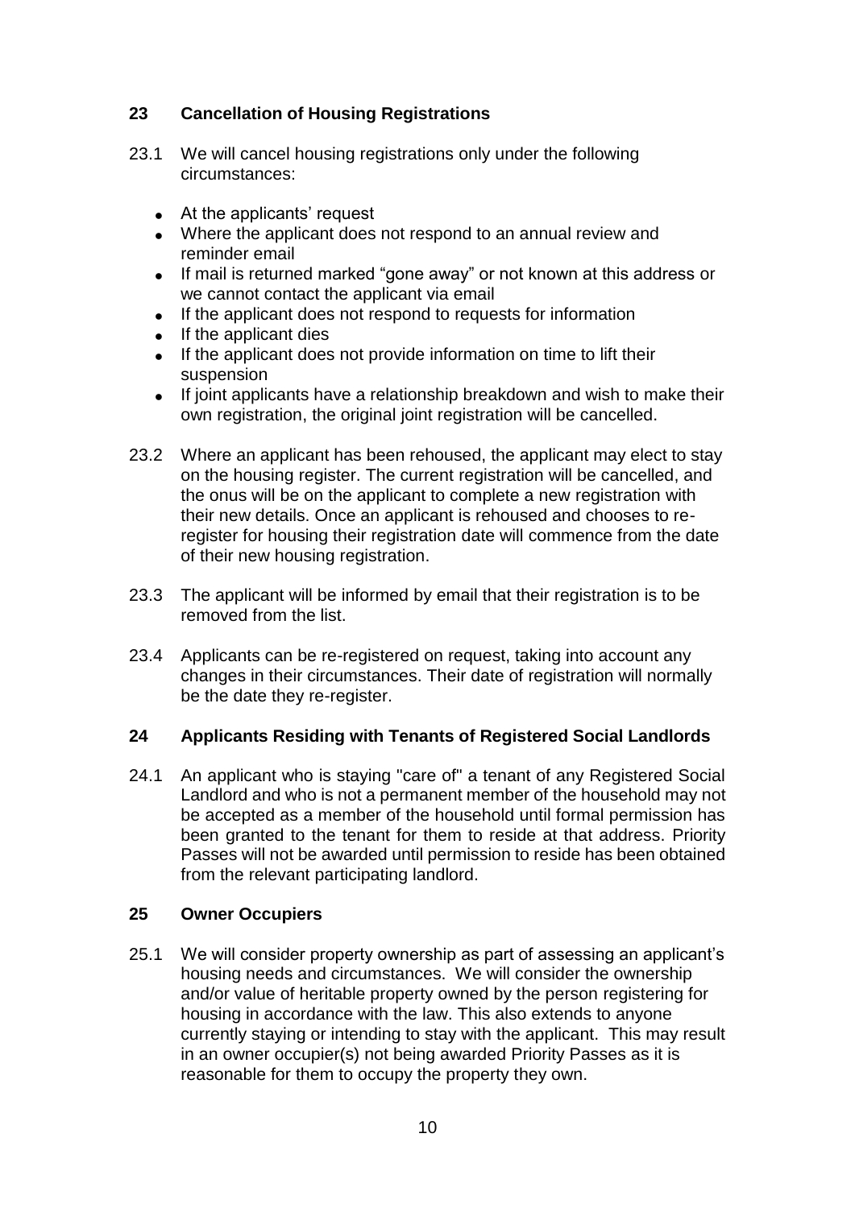## 23 Cancellation of Housing Registrations

23.1 We will cancel housing registrations only under the following circumstances:

- At the applicants' request
- Where the applicant does not respond to an annual review and reminder email
- If mail is returned marked "gone away" or not known at this address or we cannot contact the applicant via email
- If the applicant does not respond to requests for information
- If the applicant dies
- If the applicant does not provide information on time to lift their suspension
- If joint applicants have a relationship breakdown and wish to make their own registration, the original joint registration will be cancelled.

23.2 Where an applicant has been rehoused, the applicant may elect to stay on the housing register. The current registration will be cancelled, and the onus will be on the applicant to complete a new registration with their new details. Once an applicant is rehoused and chooses to re-register for housing their registration date will commence from the date of their new housing registration.

23.3 The applicant will be informed by email that their registration is to be removed from the list.

23.4 Applicants can be re-registered on request, taking into account any changes in their circumstances. Their date of registration will normally be the date they re-register.

## 24 Applicants Residing with Tenants of Registered Social Landlords

24.1 An applicant who is staying "care of" a tenant of any Registered Social Landlord and who is not a permanent member of the household may not be accepted as a member of the household until formal permission has been granted to the tenant for them to reside at that address. Priority Passes will not be awarded until permission to reside has been obtained from the relevant participating landlord.

## 25 Owner Occupiers

25.1 We will consider property ownership as part of assessing an applicant's housing needs and circumstances. We will consider the ownership and/or value of heritable property owned by the person registering for housing in accordance with the law. This also extends to anyone currently staying or intending to stay with the applicant. This may result in an owner occupier(s) not being awarded Priority Passes as it is reasonable for them to occupy the property they own.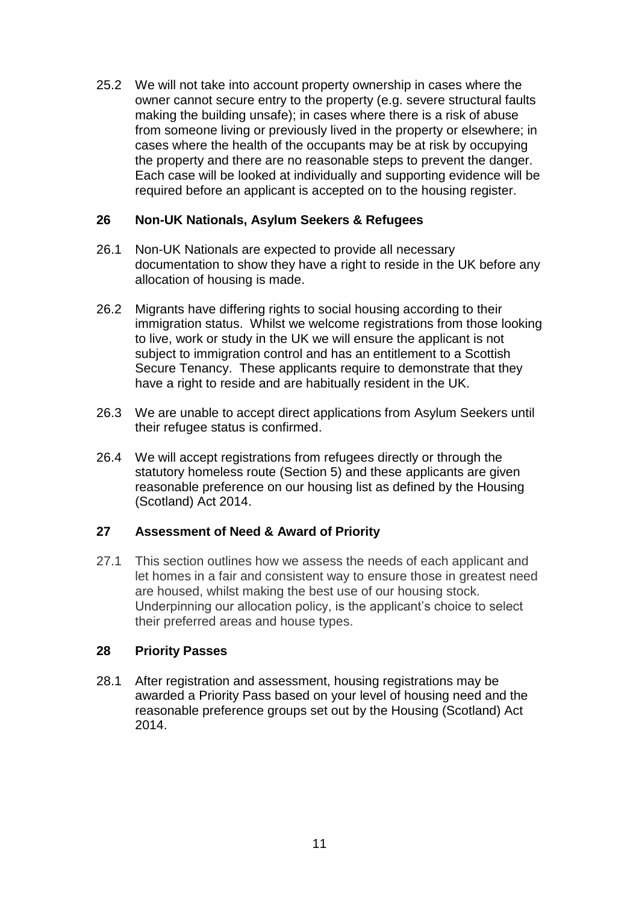25.2 We will not take into account property ownership in cases where the owner cannot secure entry to the property (e.g. severe structural faults making the building unsafe); in cases where there is a risk of abuse from someone living or previously lived in the property or elsewhere; in cases where the health of the occupants may be at risk by occupying the property and there are no reasonable steps to prevent the danger. Each case will be looked at individually and supporting evidence will be required before an applicant is accepted on to the housing register.

## 26 Non-UK Nationals, Asylum Seekers & Refugees

26.1 Non-UK Nationals are expected to provide all necessary documentation to show they have a right to reside in the UK before any allocation of housing is made.

26.2 Migrants have differing rights to social housing according to their immigration status. Whilst we welcome registrations from those looking to live, work or study in the UK we will ensure the applicant is not subject to immigration control and has an entitlement to a Scottish Secure Tenancy. These applicants require to demonstrate that they have a right to reside and are habitually resident in the UK.

26.3 We are unable to accept direct applications from Asylum Seekers until their refugee status is confirmed.

26.4 We will accept registrations from refugees directly or through the statutory homeless route (Section 5) and these applicants are given reasonable preference on our housing list as defined by the Housing (Scotland) Act 2014.

## 27 Assessment of Need & Award of Priority

27.1 This section outlines how we assess the needs of each applicant and let homes in a fair and consistent way to ensure those in greatest need are housed, whilst making the best use of our housing stock. Underpinning our allocation policy, is the applicant's choice to select their preferred areas and house types.

## 28 Priority Passes

28.1 After registration and assessment, housing registrations may be awarded a Priority Pass based on your level of housing need and the reasonable preference groups set out by the Housing (Scotland) Act 2014.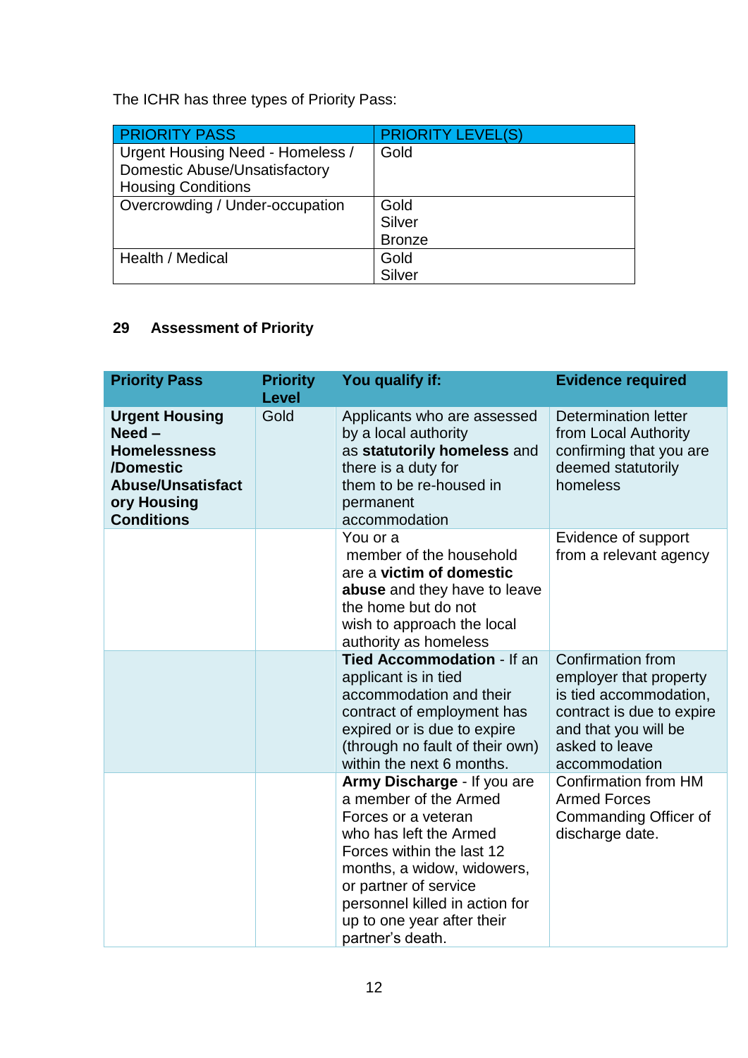The ICHR has three types of Priority Pass:

| PRIORITY PASS | PRIORITY LEVEL(S) |
|---|---|
| Urgent Housing Need - Homeless / Domestic Abuse/Unsatisfactory Housing Conditions | Gold |
| Overcrowding / Under-occupation | Gold<br>Silver<br>Bronze |
| Health / Medical | Gold<br>Silver |

## 29 Assessment of Priority

| Priority Pass | Priority Level | You qualify if: | Evidence required |
|---|---|---|---|
| **Urgent Housing Need – Homelessness /Domestic Abuse/Unsatisfactory Housing Conditions** | Gold | Applicants who are assessed by a local authority as **statutorily homeless** and there is a duty for them to be re-housed in permanent accommodation | Determination letter from Local Authority confirming that you are deemed statutorily homeless |
| | | You or a member of the household are a **victim of domestic abuse** and they have to leave the home but do not wish to approach the local authority as homeless | Evidence of support from a relevant agency |
| | | **Tied Accommodation** - If an applicant is in tied accommodation and their contract of employment has expired or is due to expire (through no fault of their own) within the next 6 months. | Confirmation from employer that property is tied accommodation, contract is due to expire and that you will be asked to leave accommodation |
| | | **Army Discharge** - If you are a member of the Armed Forces or a veteran who has left the Armed Forces within the last 12 months, a widow, widowers, or partner of service personnel killed in action for up to one year after their partner's death. | Confirmation from HM Armed Forces Commanding Officer of discharge date. |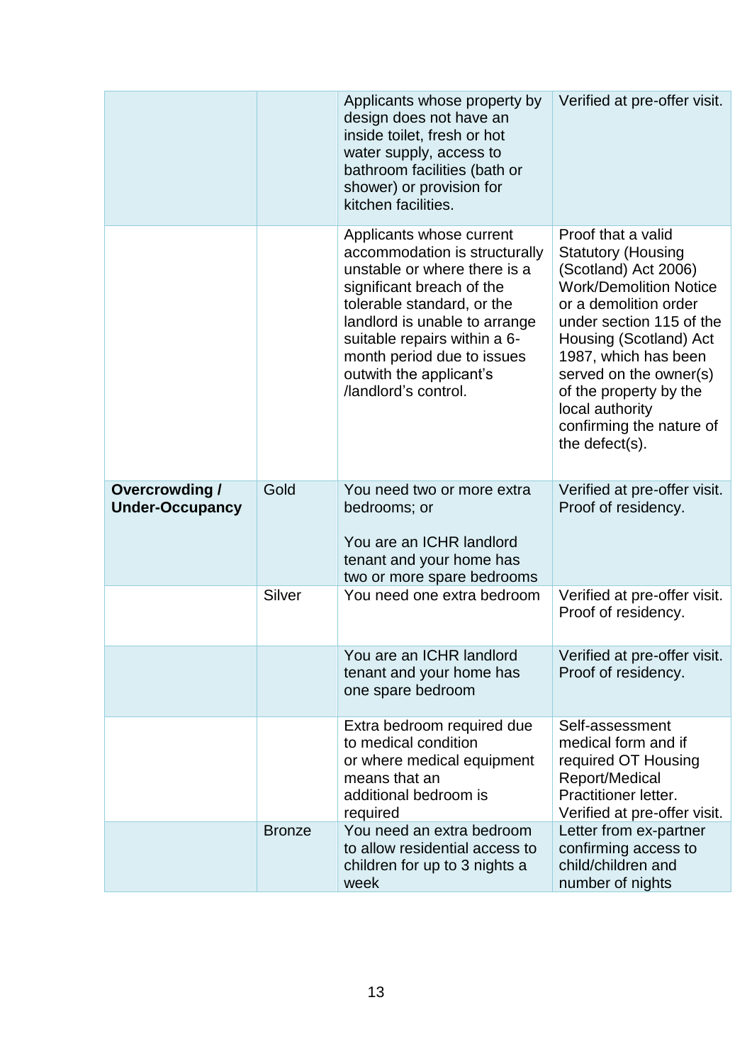| | | | |
|---|---|---|---|
| | | Applicants whose property by design does not have an inside toilet, fresh or hot water supply, access to bathroom facilities (bath or shower) or provision for kitchen facilities. | Verified at pre-offer visit. |
| | | Applicants whose current accommodation is structurally unstable or where there is a significant breach of the tolerable standard, or the landlord is unable to arrange suitable repairs within a 6-month period due to issues outwith the applicant's /landlord's control. | Proof that a valid Statutory (Housing (Scotland) Act 2006) Work/Demolition Notice or a demolition order under section 115 of the Housing (Scotland) Act 1987, which has been served on the owner(s) of the property by the local authority confirming the nature of the defect(s). |
| **Overcrowding / Under-Occupancy** | Gold | You need two or more extra bedrooms; or<br><br>You are an ICHR landlord tenant and your home has two or more spare bedrooms | Verified at pre-offer visit. Proof of residency. |
| | Silver | You need one extra bedroom | Verified at pre-offer visit. Proof of residency. |
| | | You are an ICHR landlord tenant and your home has one spare bedroom | Verified at pre-offer visit. Proof of residency. |
| | | Extra bedroom required due to medical condition or where medical equipment means that an additional bedroom is required | Self-assessment medical form and if required OT Housing Report/Medical Practitioner letter. Verified at pre-offer visit. |
| | Bronze | You need an extra bedroom to allow residential access to children for up to 3 nights a week | Letter from ex-partner confirming access to child/children and number of nights |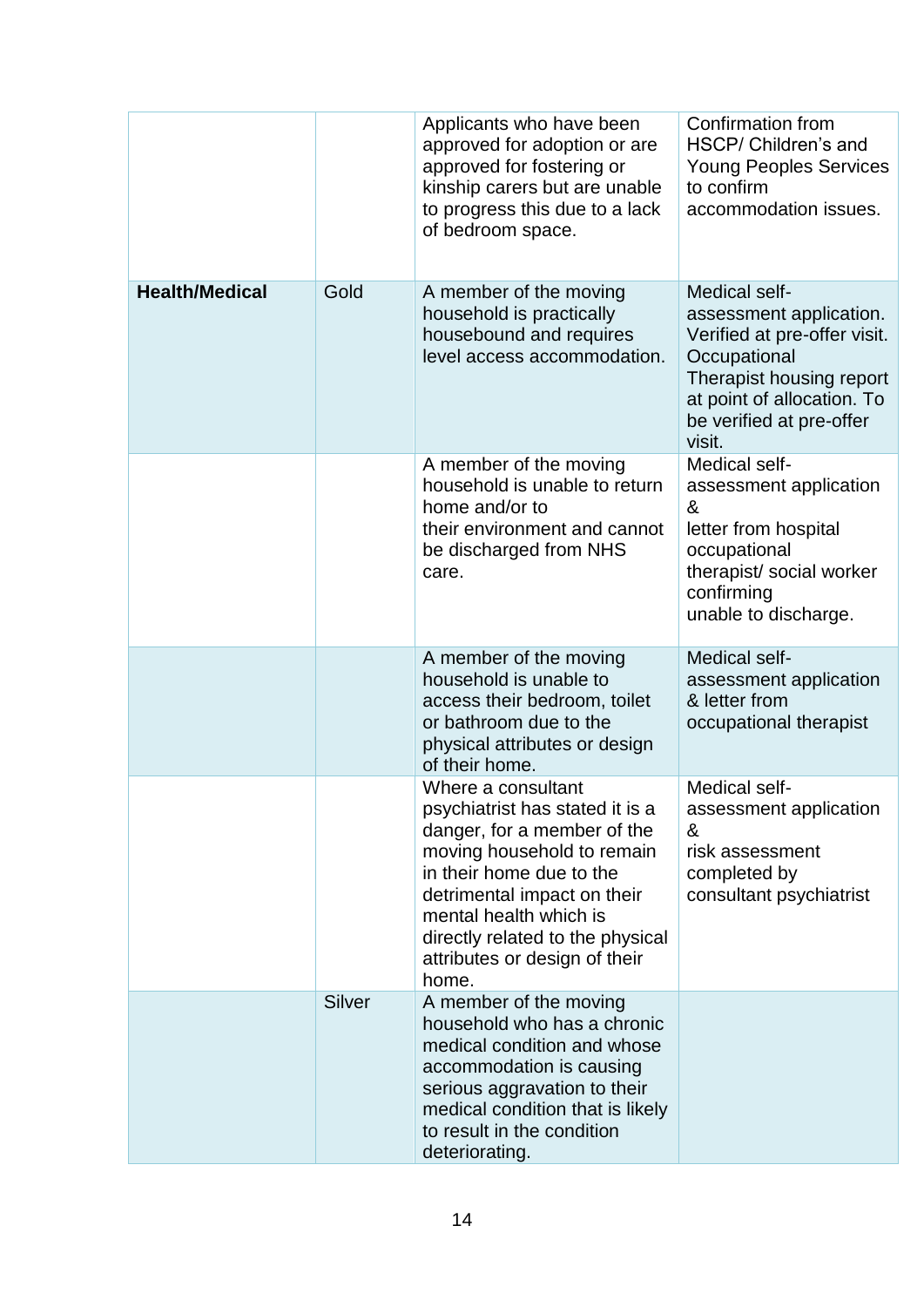| | | | |
|---|---|---|---|
| | | Applicants who have been approved for adoption or are approved for fostering or kinship carers but are unable to progress this due to a lack of bedroom space. | Confirmation from HSCP/ Children's and Young Peoples Services to confirm accommodation issues. |
| **Health/Medical** | Gold | A member of the moving household is practically housebound and requires level access accommodation. | Medical self-assessment application. Verified at pre-offer visit. Occupational Therapist housing report at point of allocation. To be verified at pre-offer visit. |
| | | A member of the moving household is unable to return home and/or to their environment and cannot be discharged from NHS care. | Medical self-assessment application & letter from hospital occupational therapist/ social worker confirming unable to discharge. |
| | | A member of the moving household is unable to access their bedroom, toilet or bathroom due to the physical attributes or design of their home. | Medical self-assessment application & letter from occupational therapist |
| | | Where a consultant psychiatrist has stated it is a danger, for a member of the moving household to remain in their home due to the detrimental impact on their mental health which is directly related to the physical attributes or design of their home. | Medical self-assessment application & risk assessment completed by consultant psychiatrist |
| | Silver | A member of the moving household who has a chronic medical condition and whose accommodation is causing serious aggravation to their medical condition that is likely to result in the condition deteriorating. | |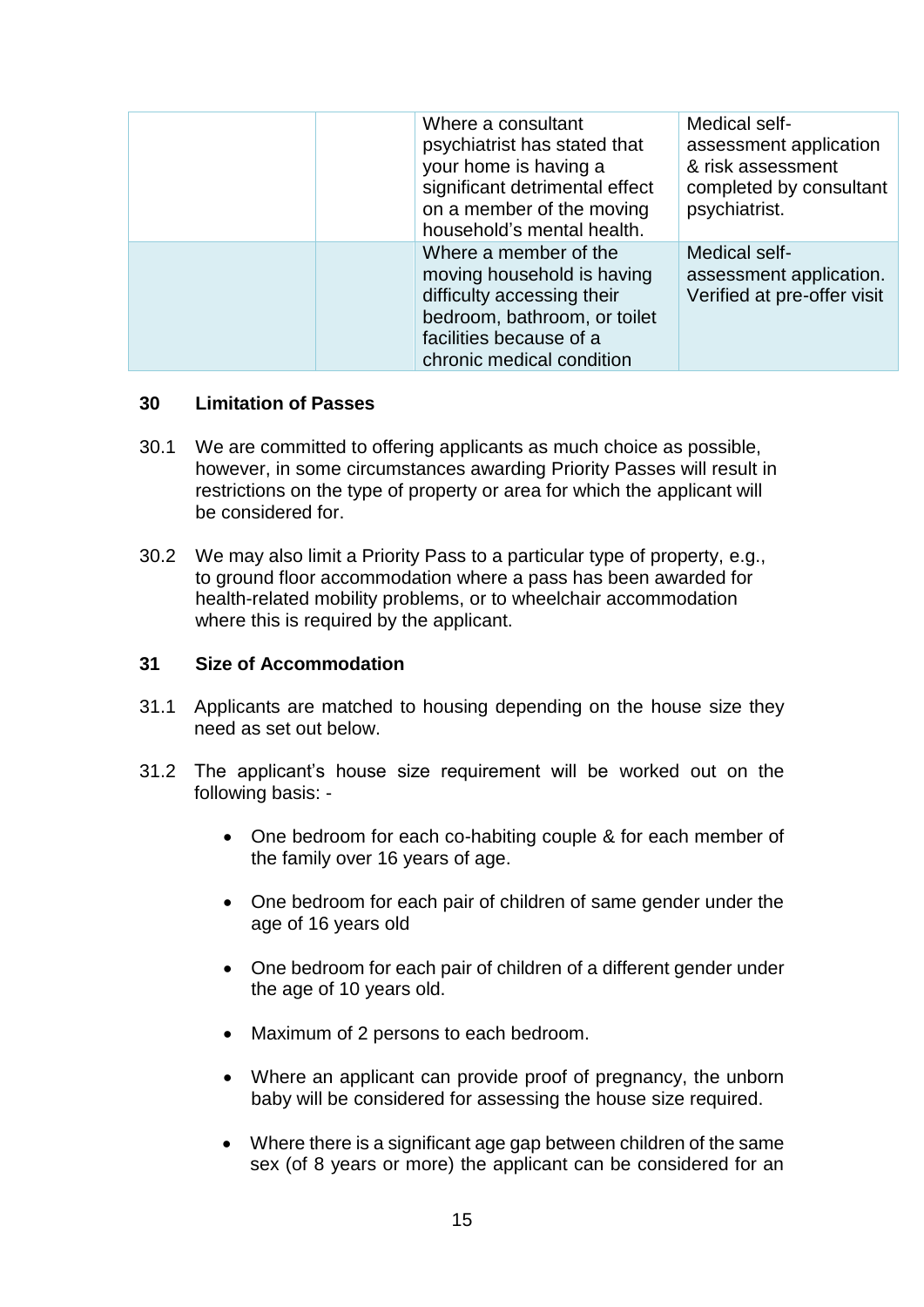| | | | |
|---|---|---|---|
| | | Where a consultant psychiatrist has stated that your home is having a significant detrimental effect on a member of the moving household's mental health. | Medical self-assessment application & risk assessment completed by consultant psychiatrist. |
| | | Where a member of the moving household is having difficulty accessing their bedroom, bathroom, or toilet facilities because of a chronic medical condition | Medical self-assessment application. Verified at pre-offer visit |

## 30 Limitation of Passes

30.1 We are committed to offering applicants as much choice as possible, however, in some circumstances awarding Priority Passes will result in restrictions on the type of property or area for which the applicant will be considered for.

30.2 We may also limit a Priority Pass to a particular type of property, e.g., to ground floor accommodation where a pass has been awarded for health-related mobility problems, or to wheelchair accommodation where this is required by the applicant.

## 31 Size of Accommodation

31.1 Applicants are matched to housing depending on the house size they need as set out below.

31.2 The applicant's house size requirement will be worked out on the following basis: -

- One bedroom for each co-habiting couple & for each member of the family over 16 years of age.
- One bedroom for each pair of children of same gender under the age of 16 years old
- One bedroom for each pair of children of a different gender under the age of 10 years old.
- Maximum of 2 persons to each bedroom.
- Where an applicant can provide proof of pregnancy, the unborn baby will be considered for assessing the house size required.
- Where there is a significant age gap between children of the same sex (of 8 years or more) the applicant can be considered for an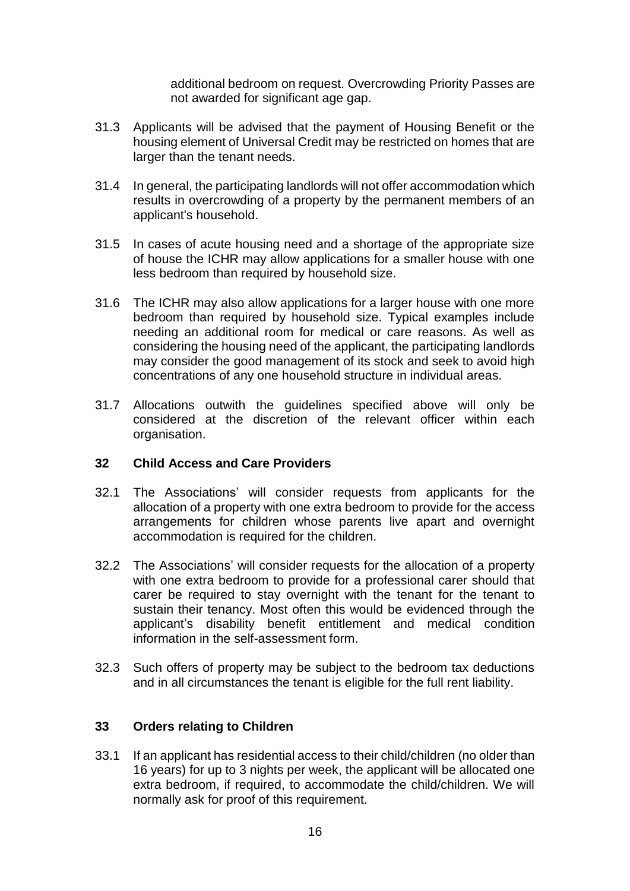additional bedroom on request. Overcrowding Priority Passes are not awarded for significant age gap.

31.3 Applicants will be advised that the payment of Housing Benefit or the housing element of Universal Credit may be restricted on homes that are larger than the tenant needs.

31.4 In general, the participating landlords will not offer accommodation which results in overcrowding of a property by the permanent members of an applicant's household.

31.5 In cases of acute housing need and a shortage of the appropriate size of house the ICHR may allow applications for a smaller house with one less bedroom than required by household size.

31.6 The ICHR may also allow applications for a larger house with one more bedroom than required by household size. Typical examples include needing an additional room for medical or care reasons. As well as considering the housing need of the applicant, the participating landlords may consider the good management of its stock and seek to avoid high concentrations of any one household structure in individual areas.

31.7 Allocations outwith the guidelines specified above will only be considered at the discretion of the relevant officer within each organisation.

## 32 Child Access and Care Providers

32.1 The Associations' will consider requests from applicants for the allocation of a property with one extra bedroom to provide for the access arrangements for children whose parents live apart and overnight accommodation is required for the children.

32.2 The Associations' will consider requests for the allocation of a property with one extra bedroom to provide for a professional carer should that carer be required to stay overnight with the tenant for the tenant to sustain their tenancy. Most often this would be evidenced through the applicant's disability benefit entitlement and medical condition information in the self-assessment form.

32.3 Such offers of property may be subject to the bedroom tax deductions and in all circumstances the tenant is eligible for the full rent liability.

## 33 Orders relating to Children

33.1 If an applicant has residential access to their child/children (no older than 16 years) for up to 3 nights per week, the applicant will be allocated one extra bedroom, if required, to accommodate the child/children. We will normally ask for proof of this requirement.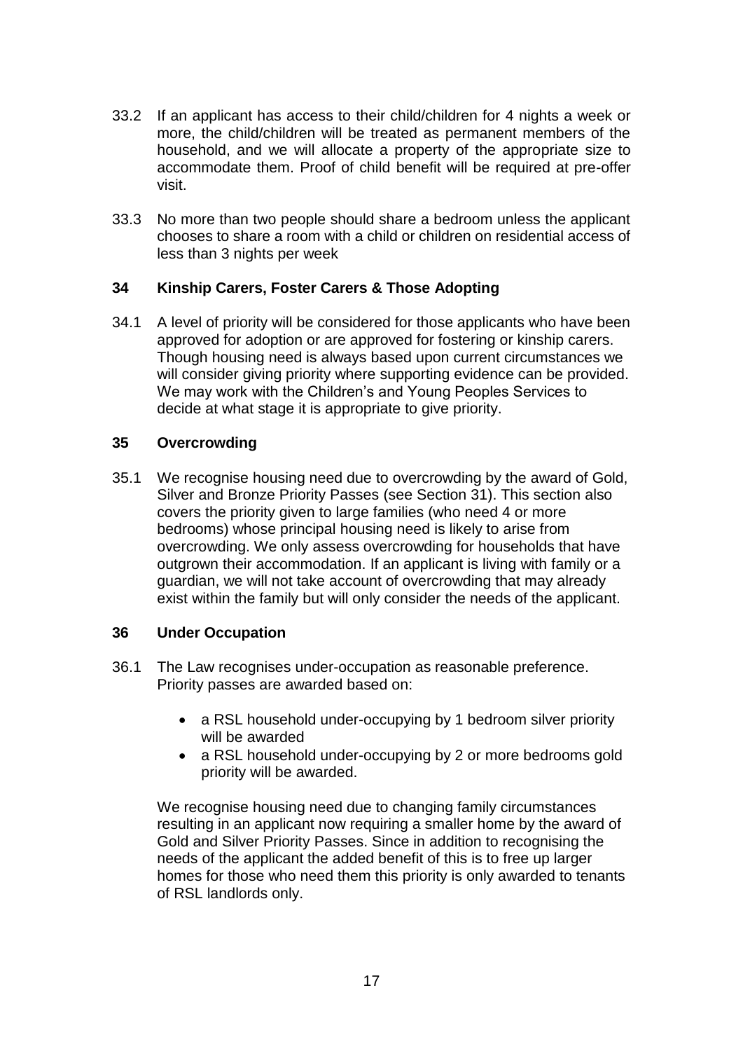33.2 If an applicant has access to their child/children for 4 nights a week or more, the child/children will be treated as permanent members of the household, and we will allocate a property of the appropriate size to accommodate them. Proof of child benefit will be required at pre-offer visit.

33.3 No more than two people should share a bedroom unless the applicant chooses to share a room with a child or children on residential access of less than 3 nights per week

## 34 Kinship Carers, Foster Carers & Those Adopting

34.1 A level of priority will be considered for those applicants who have been approved for adoption or are approved for fostering or kinship carers. Though housing need is always based upon current circumstances we will consider giving priority where supporting evidence can be provided. We may work with the Children's and Young Peoples Services to decide at what stage it is appropriate to give priority.

## 35 Overcrowding

35.1 We recognise housing need due to overcrowding by the award of Gold, Silver and Bronze Priority Passes (see Section 31). This section also covers the priority given to large families (who need 4 or more bedrooms) whose principal housing need is likely to arise from overcrowding. We only assess overcrowding for households that have outgrown their accommodation. If an applicant is living with family or a guardian, we will not take account of overcrowding that may already exist within the family but will only consider the needs of the applicant.

## 36 Under Occupation

36.1 The Law recognises under-occupation as reasonable preference. Priority passes are awarded based on:

- a RSL household under-occupying by 1 bedroom silver priority will be awarded
- a RSL household under-occupying by 2 or more bedrooms gold priority will be awarded.

We recognise housing need due to changing family circumstances resulting in an applicant now requiring a smaller home by the award of Gold and Silver Priority Passes. Since in addition to recognising the needs of the applicant the added benefit of this is to free up larger homes for those who need them this priority is only awarded to tenants of RSL landlords only.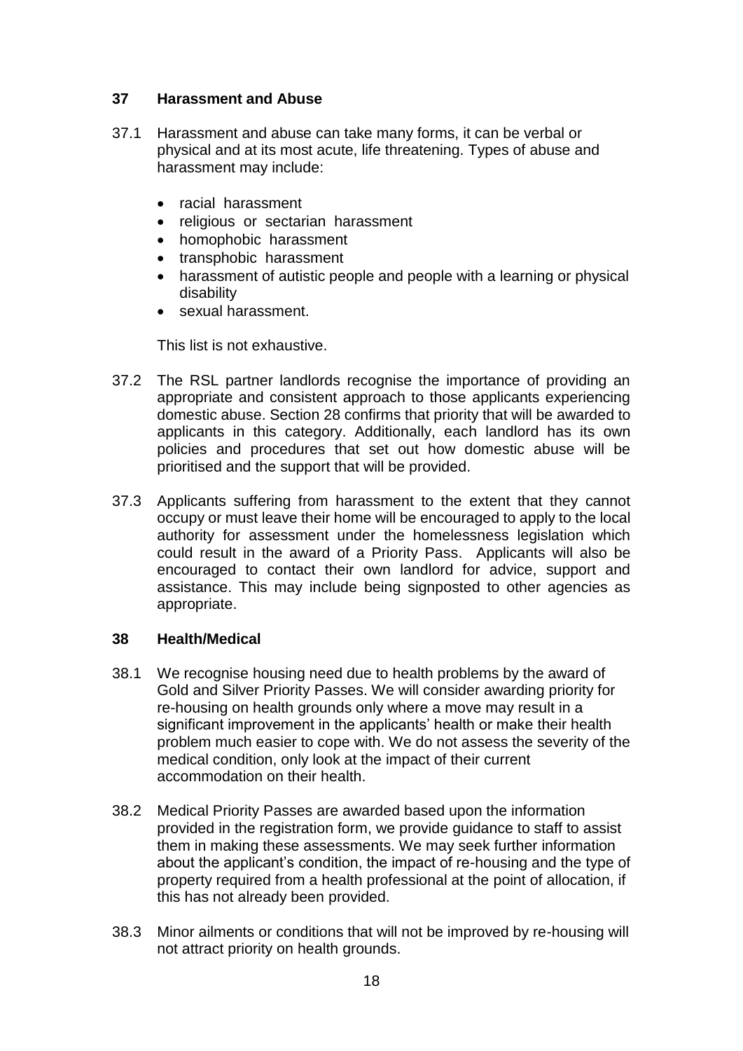## 37 Harassment and Abuse

37.1 Harassment and abuse can take many forms, it can be verbal or physical and at its most acute, life threatening. Types of abuse and harassment may include:

- racial harassment
- religious or sectarian harassment
- homophobic harassment
- transphobic harassment
- harassment of autistic people and people with a learning or physical disability
- sexual harassment.

This list is not exhaustive.

37.2 The RSL partner landlords recognise the importance of providing an appropriate and consistent approach to those applicants experiencing domestic abuse. Section 28 confirms that priority that will be awarded to applicants in this category. Additionally, each landlord has its own policies and procedures that set out how domestic abuse will be prioritised and the support that will be provided.

37.3 Applicants suffering from harassment to the extent that they cannot occupy or must leave their home will be encouraged to apply to the local authority for assessment under the homelessness legislation which could result in the award of a Priority Pass. Applicants will also be encouraged to contact their own landlord for advice, support and assistance. This may include being signposted to other agencies as appropriate.

## 38 Health/Medical

38.1 We recognise housing need due to health problems by the award of Gold and Silver Priority Passes. We will consider awarding priority for re-housing on health grounds only where a move may result in a significant improvement in the applicants' health or make their health problem much easier to cope with. We do not assess the severity of the medical condition, only look at the impact of their current accommodation on their health.

38.2 Medical Priority Passes are awarded based upon the information provided in the registration form, we provide guidance to staff to assist them in making these assessments. We may seek further information about the applicant's condition, the impact of re-housing and the type of property required from a health professional at the point of allocation, if this has not already been provided.

38.3 Minor ailments or conditions that will not be improved by re-housing will not attract priority on health grounds.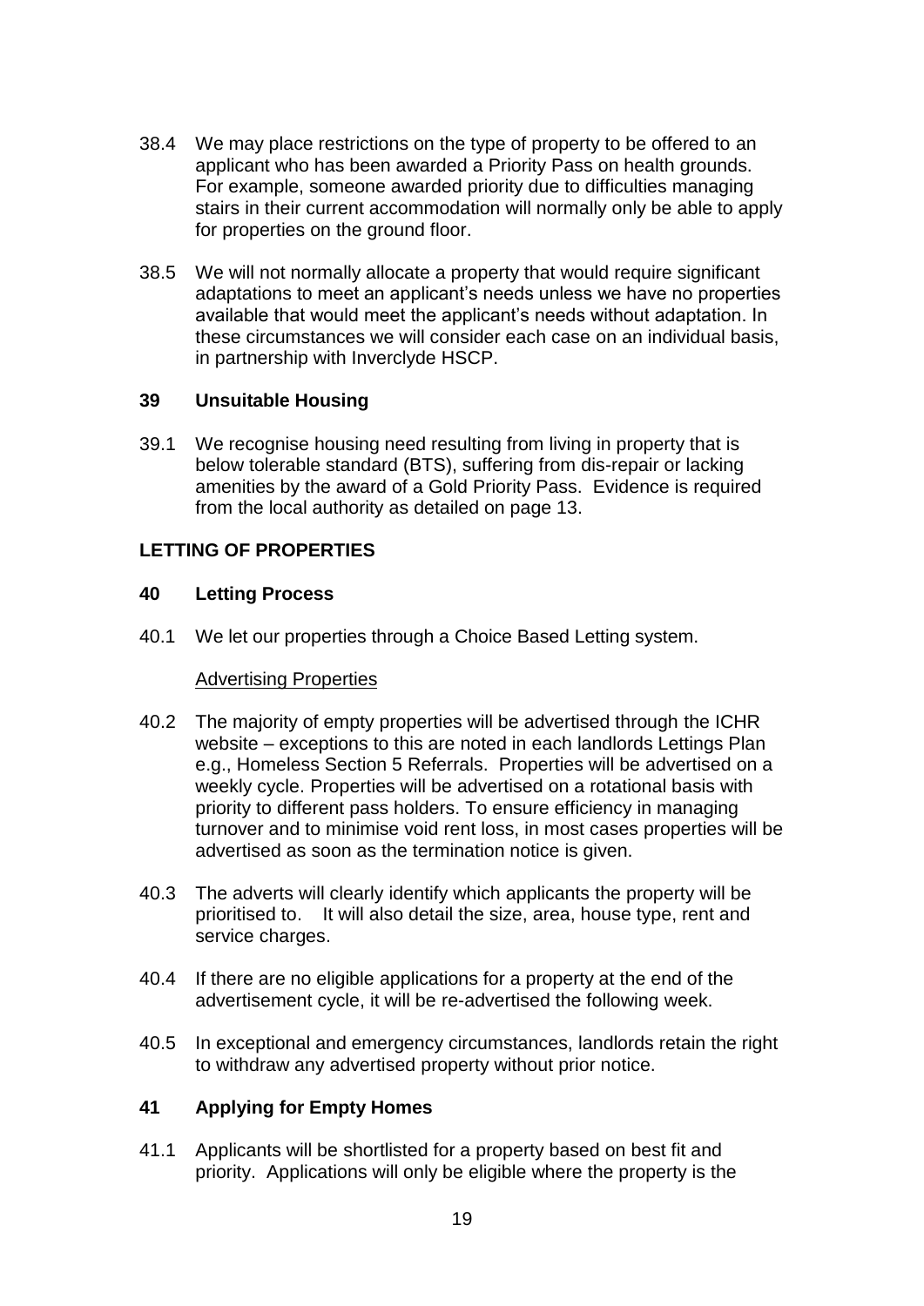38.4 We may place restrictions on the type of property to be offered to an applicant who has been awarded a Priority Pass on health grounds. For example, someone awarded priority due to difficulties managing stairs in their current accommodation will normally only be able to apply for properties on the ground floor.

38.5 We will not normally allocate a property that would require significant adaptations to meet an applicant's needs unless we have no properties available that would meet the applicant's needs without adaptation. In these circumstances we will consider each case on an individual basis, in partnership with Inverclyde HSCP.

## 39 Unsuitable Housing

39.1 We recognise housing need resulting from living in property that is below tolerable standard (BTS), suffering from dis-repair or lacking amenities by the award of a Gold Priority Pass. Evidence is required from the local authority as detailed on page 13.

## LETTING OF PROPERTIES

## 40 Letting Process

40.1 We let our properties through a Choice Based Letting system.

<u>Advertising Properties</u>

40.2 The majority of empty properties will be advertised through the ICHR website – exceptions to this are noted in each landlords Lettings Plan e.g., Homeless Section 5 Referrals. Properties will be advertised on a weekly cycle. Properties will be advertised on a rotational basis with priority to different pass holders. To ensure efficiency in managing turnover and to minimise void rent loss, in most cases properties will be advertised as soon as the termination notice is given.

40.3 The adverts will clearly identify which applicants the property will be prioritised to. It will also detail the size, area, house type, rent and service charges.

40.4 If there are no eligible applications for a property at the end of the advertisement cycle, it will be re-advertised the following week.

40.5 In exceptional and emergency circumstances, landlords retain the right to withdraw any advertised property without prior notice.

## 41 Applying for Empty Homes

41.1 Applicants will be shortlisted for a property based on best fit and priority. Applications will only be eligible where the property is the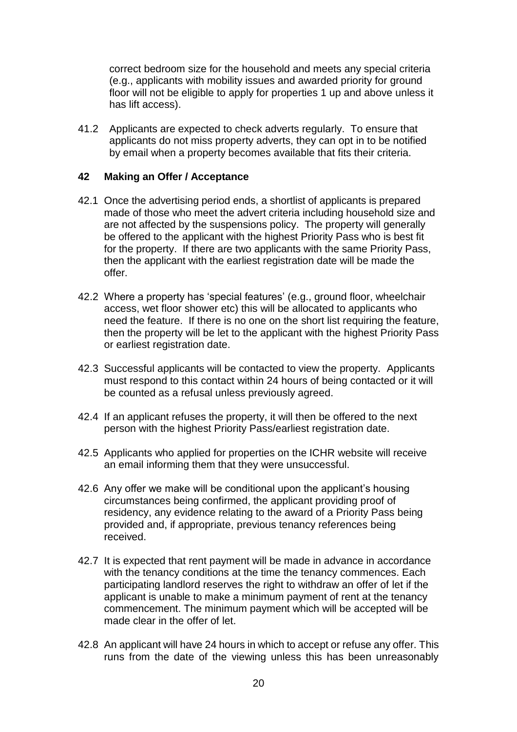correct bedroom size for the household and meets any special criteria (e.g., applicants with mobility issues and awarded priority for ground floor will not be eligible to apply for properties 1 up and above unless it has lift access).

41.2 Applicants are expected to check adverts regularly. To ensure that applicants do not miss property adverts, they can opt in to be notified by email when a property becomes available that fits their criteria.

## 42 Making an Offer / Acceptance

42.1 Once the advertising period ends, a shortlist of applicants is prepared made of those who meet the advert criteria including household size and are not affected by the suspensions policy. The property will generally be offered to the applicant with the highest Priority Pass who is best fit for the property. If there are two applicants with the same Priority Pass, then the applicant with the earliest registration date will be made the offer.

42.2 Where a property has 'special features' (e.g., ground floor, wheelchair access, wet floor shower etc) this will be allocated to applicants who need the feature. If there is no one on the short list requiring the feature, then the property will be let to the applicant with the highest Priority Pass or earliest registration date.

42.3 Successful applicants will be contacted to view the property. Applicants must respond to this contact within 24 hours of being contacted or it will be counted as a refusal unless previously agreed.

42.4 If an applicant refuses the property, it will then be offered to the next person with the highest Priority Pass/earliest registration date.

42.5 Applicants who applied for properties on the ICHR website will receive an email informing them that they were unsuccessful.

42.6 Any offer we make will be conditional upon the applicant's housing circumstances being confirmed, the applicant providing proof of residency, any evidence relating to the award of a Priority Pass being provided and, if appropriate, previous tenancy references being received.

42.7 It is expected that rent payment will be made in advance in accordance with the tenancy conditions at the time the tenancy commences. Each participating landlord reserves the right to withdraw an offer of let if the applicant is unable to make a minimum payment of rent at the tenancy commencement. The minimum payment which will be accepted will be made clear in the offer of let.

42.8 An applicant will have 24 hours in which to accept or refuse any offer. This runs from the date of the viewing unless this has been unreasonably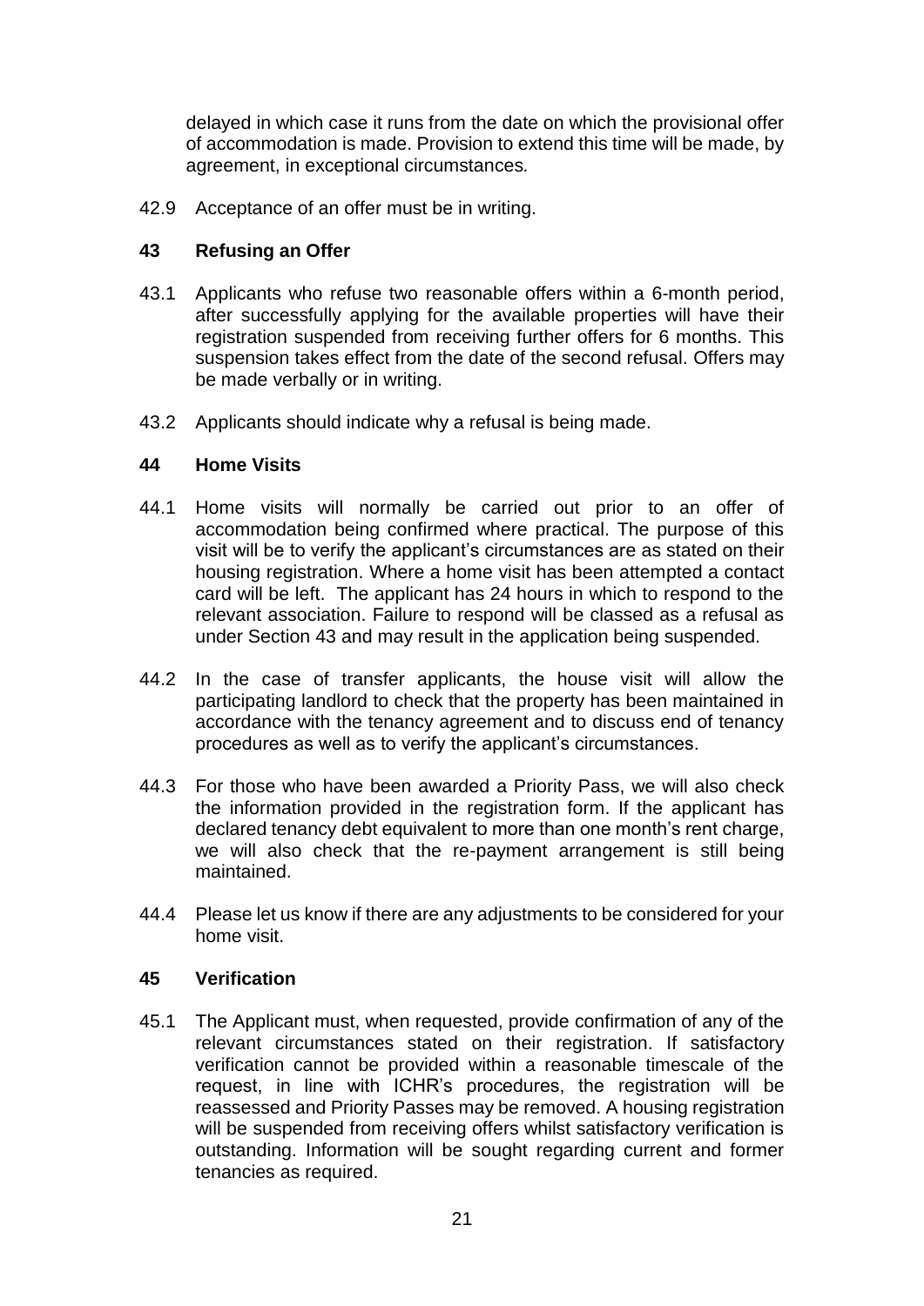delayed in which case it runs from the date on which the provisional offer of accommodation is made. Provision to extend this time will be made, by agreement, in exceptional circumstances*.*

42.9 Acceptance of an offer must be in writing.

## 43 Refusing an Offer

43.1 Applicants who refuse two reasonable offers within a 6-month period, after successfully applying for the available properties will have their registration suspended from receiving further offers for 6 months. This suspension takes effect from the date of the second refusal. Offers may be made verbally or in writing.

43.2 Applicants should indicate why a refusal is being made.

## 44 Home Visits

44.1 Home visits will normally be carried out prior to an offer of accommodation being confirmed where practical. The purpose of this visit will be to verify the applicant's circumstances are as stated on their housing registration. Where a home visit has been attempted a contact card will be left. The applicant has 24 hours in which to respond to the relevant association. Failure to respond will be classed as a refusal as under Section 43 and may result in the application being suspended.

44.2 In the case of transfer applicants, the house visit will allow the participating landlord to check that the property has been maintained in accordance with the tenancy agreement and to discuss end of tenancy procedures as well as to verify the applicant's circumstances.

44.3 For those who have been awarded a Priority Pass, we will also check the information provided in the registration form. If the applicant has declared tenancy debt equivalent to more than one month's rent charge, we will also check that the re-payment arrangement is still being maintained.

44.4 Please let us know if there are any adjustments to be considered for your home visit.

## 45 Verification

45.1 The Applicant must, when requested, provide confirmation of any of the relevant circumstances stated on their registration. If satisfactory verification cannot be provided within a reasonable timescale of the request, in line with ICHR's procedures, the registration will be reassessed and Priority Passes may be removed. A housing registration will be suspended from receiving offers whilst satisfactory verification is outstanding. Information will be sought regarding current and former tenancies as required.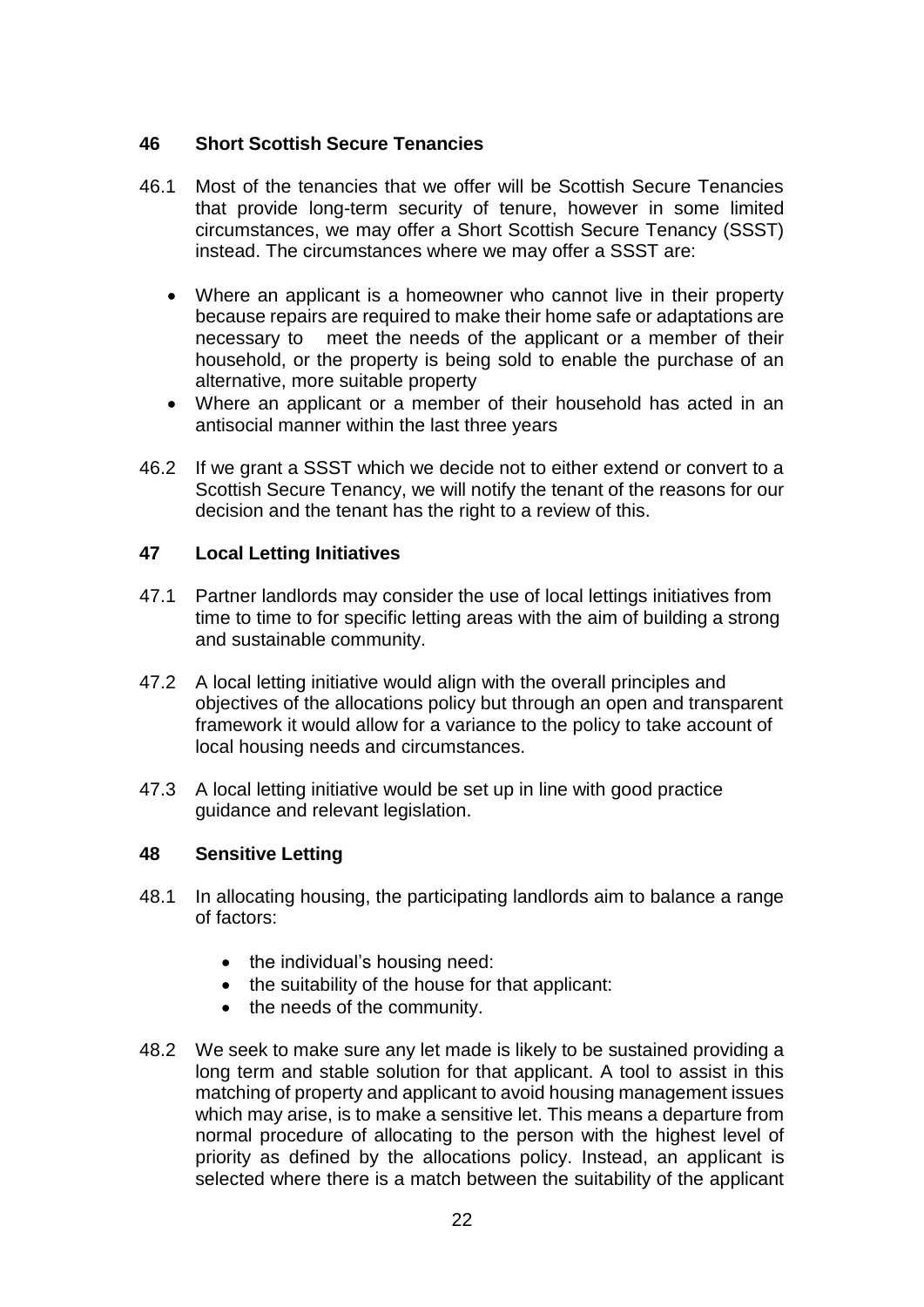## 46 Short Scottish Secure Tenancies

46.1 Most of the tenancies that we offer will be Scottish Secure Tenancies that provide long-term security of tenure, however in some limited circumstances, we may offer a Short Scottish Secure Tenancy (SSST) instead. The circumstances where we may offer a SSST are:

- Where an applicant is a homeowner who cannot live in their property because repairs are required to make their home safe or adaptations are necessary to meet the needs of the applicant or a member of their household, or the property is being sold to enable the purchase of an alternative, more suitable property
- Where an applicant or a member of their household has acted in an antisocial manner within the last three years

46.2 If we grant a SSST which we decide not to either extend or convert to a Scottish Secure Tenancy, we will notify the tenant of the reasons for our decision and the tenant has the right to a review of this.

## 47 Local Letting Initiatives

47.1 Partner landlords may consider the use of local lettings initiatives from time to time to for specific letting areas with the aim of building a strong and sustainable community.

47.2 A local letting initiative would align with the overall principles and objectives of the allocations policy but through an open and transparent framework it would allow for a variance to the policy to take account of local housing needs and circumstances.

47.3 A local letting initiative would be set up in line with good practice guidance and relevant legislation.

## 48 Sensitive Letting

48.1 In allocating housing, the participating landlords aim to balance a range of factors:

- the individual's housing need:
- the suitability of the house for that applicant:
- the needs of the community.

48.2 We seek to make sure any let made is likely to be sustained providing a long term and stable solution for that applicant. A tool to assist in this matching of property and applicant to avoid housing management issues which may arise, is to make a sensitive let. This means a departure from normal procedure of allocating to the person with the highest level of priority as defined by the allocations policy. Instead, an applicant is selected where there is a match between the suitability of the applicant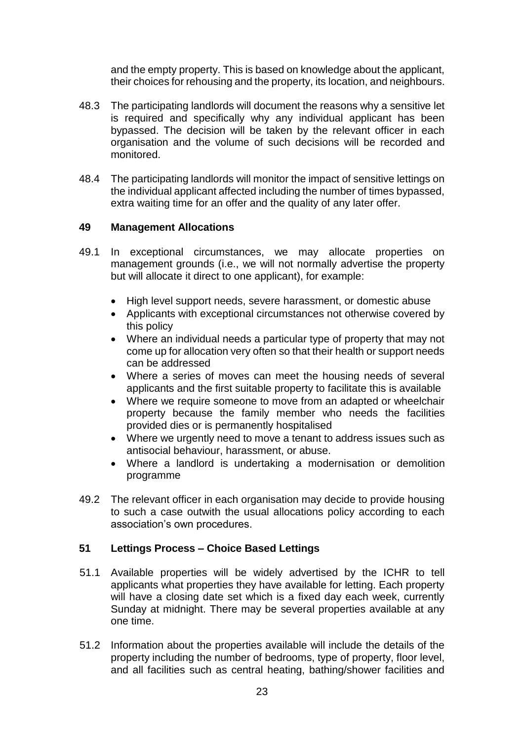and the empty property. This is based on knowledge about the applicant, their choices for rehousing and the property, its location, and neighbours.

48.3 The participating landlords will document the reasons why a sensitive let is required and specifically why any individual applicant has been bypassed. The decision will be taken by the relevant officer in each organisation and the volume of such decisions will be recorded and monitored.

48.4 The participating landlords will monitor the impact of sensitive lettings on the individual applicant affected including the number of times bypassed, extra waiting time for an offer and the quality of any later offer.

## 49 Management Allocations

49.1 In exceptional circumstances, we may allocate properties on management grounds (i.e., we will not normally advertise the property but will allocate it direct to one applicant), for example:

- High level support needs, severe harassment, or domestic abuse
- Applicants with exceptional circumstances not otherwise covered by this policy
- Where an individual needs a particular type of property that may not come up for allocation very often so that their health or support needs can be addressed
- Where a series of moves can meet the housing needs of several applicants and the first suitable property to facilitate this is available
- Where we require someone to move from an adapted or wheelchair property because the family member who needs the facilities provided dies or is permanently hospitalised
- Where we urgently need to move a tenant to address issues such as antisocial behaviour, harassment, or abuse.
- Where a landlord is undertaking a modernisation or demolition programme

49.2 The relevant officer in each organisation may decide to provide housing to such a case outwith the usual allocations policy according to each association's own procedures.

## 51 Lettings Process – Choice Based Lettings

51.1 Available properties will be widely advertised by the ICHR to tell applicants what properties they have available for letting. Each property will have a closing date set which is a fixed day each week, currently Sunday at midnight. There may be several properties available at any one time.

51.2 Information about the properties available will include the details of the property including the number of bedrooms, type of property, floor level, and all facilities such as central heating, bathing/shower facilities and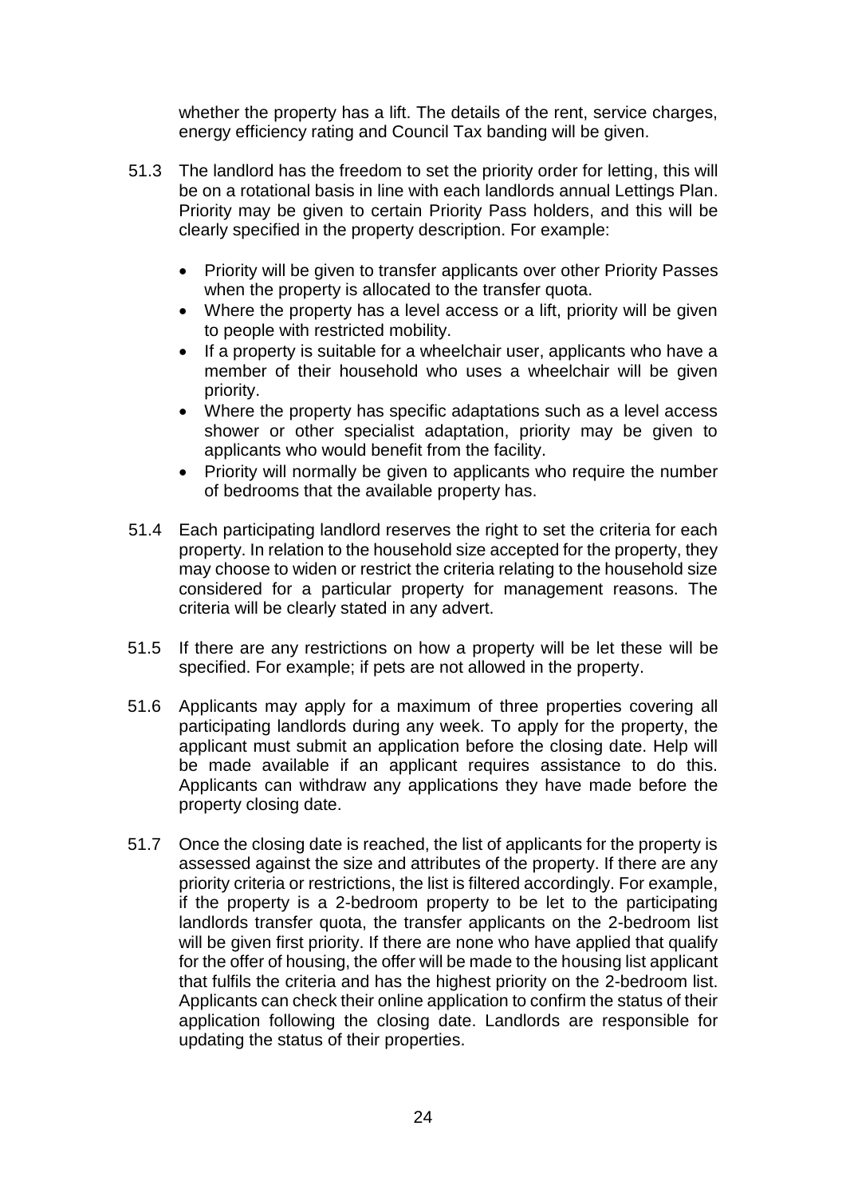whether the property has a lift. The details of the rent, service charges, energy efficiency rating and Council Tax banding will be given.

51.3 The landlord has the freedom to set the priority order for letting, this will be on a rotational basis in line with each landlords annual Lettings Plan. Priority may be given to certain Priority Pass holders, and this will be clearly specified in the property description. For example:

- Priority will be given to transfer applicants over other Priority Passes when the property is allocated to the transfer quota.
- Where the property has a level access or a lift, priority will be given to people with restricted mobility.
- If a property is suitable for a wheelchair user, applicants who have a member of their household who uses a wheelchair will be given priority.
- Where the property has specific adaptations such as a level access shower or other specialist adaptation, priority may be given to applicants who would benefit from the facility.
- Priority will normally be given to applicants who require the number of bedrooms that the available property has.

51.4 Each participating landlord reserves the right to set the criteria for each property. In relation to the household size accepted for the property, they may choose to widen or restrict the criteria relating to the household size considered for a particular property for management reasons. The criteria will be clearly stated in any advert.

51.5 If there are any restrictions on how a property will be let these will be specified. For example; if pets are not allowed in the property.

51.6 Applicants may apply for a maximum of three properties covering all participating landlords during any week. To apply for the property, the applicant must submit an application before the closing date. Help will be made available if an applicant requires assistance to do this. Applicants can withdraw any applications they have made before the property closing date.

51.7 Once the closing date is reached, the list of applicants for the property is assessed against the size and attributes of the property. If there are any priority criteria or restrictions, the list is filtered accordingly. For example, if the property is a 2-bedroom property to be let to the participating landlords transfer quota, the transfer applicants on the 2-bedroom list will be given first priority. If there are none who have applied that qualify for the offer of housing, the offer will be made to the housing list applicant that fulfils the criteria and has the highest priority on the 2-bedroom list. Applicants can check their online application to confirm the status of their application following the closing date. Landlords are responsible for updating the status of their properties.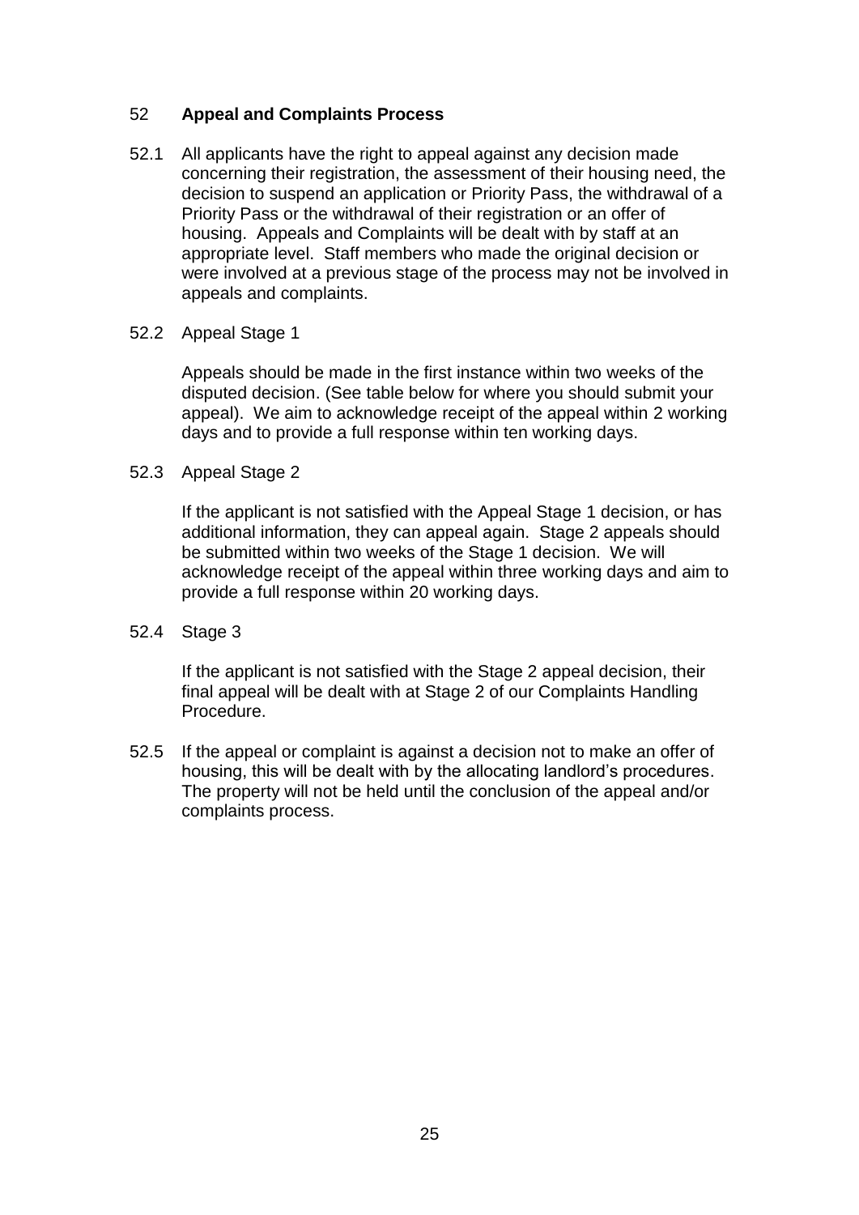## 52 Appeal and Complaints Process

52.1 All applicants have the right to appeal against any decision made concerning their registration, the assessment of their housing need, the decision to suspend an application or Priority Pass, the withdrawal of a Priority Pass or the withdrawal of their registration or an offer of housing. Appeals and Complaints will be dealt with by staff at an appropriate level. Staff members who made the original decision or were involved at a previous stage of the process may not be involved in appeals and complaints.

52.2 Appeal Stage 1

Appeals should be made in the first instance within two weeks of the disputed decision. (See table below for where you should submit your appeal). We aim to acknowledge receipt of the appeal within 2 working days and to provide a full response within ten working days.

52.3 Appeal Stage 2

If the applicant is not satisfied with the Appeal Stage 1 decision, or has additional information, they can appeal again. Stage 2 appeals should be submitted within two weeks of the Stage 1 decision. We will acknowledge receipt of the appeal within three working days and aim to provide a full response within 20 working days.

52.4 Stage 3

If the applicant is not satisfied with the Stage 2 appeal decision, their final appeal will be dealt with at Stage 2 of our Complaints Handling Procedure.

52.5 If the appeal or complaint is against a decision not to make an offer of housing, this will be dealt with by the allocating landlord's procedures. The property will not be held until the conclusion of the appeal and/or complaints process.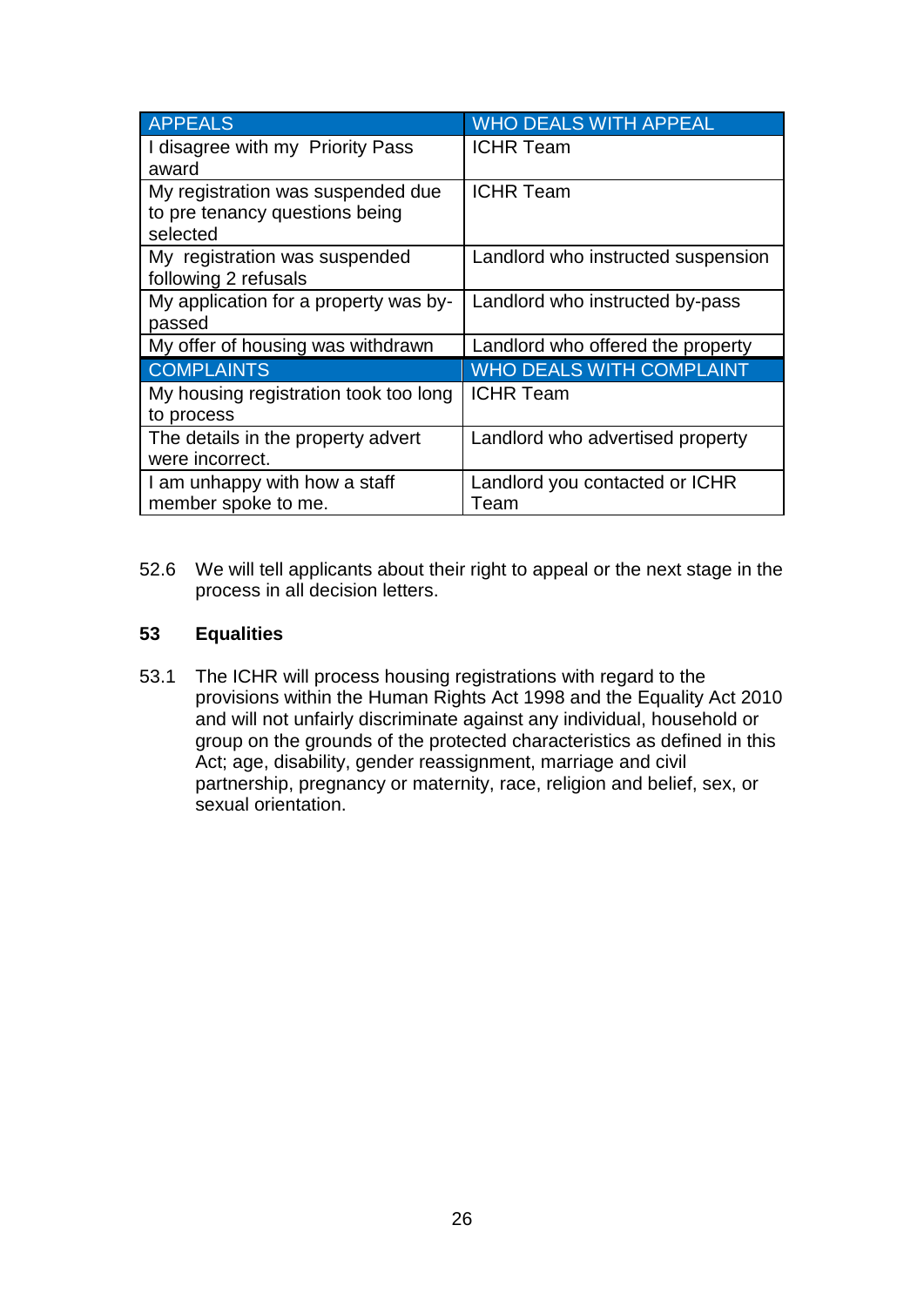| APPEALS | WHO DEALS WITH APPEAL |
| --- | --- |
| I disagree with my Priority Pass award | ICHR Team |
| My registration was suspended due to pre tenancy questions being selected | ICHR Team |
| My registration was suspended following 2 refusals | Landlord who instructed suspension |
| My application for a property was by-passed | Landlord who instructed by-pass |
| My offer of housing was withdrawn | Landlord who offered the property |
| **COMPLAINTS** | **WHO DEALS WITH COMPLAINT** |
| My housing registration took too long to process | ICHR Team |
| The details in the property advert were incorrect. | Landlord who advertised property |
| I am unhappy with how a staff member spoke to me. | Landlord you contacted or ICHR Team |

52.6 We will tell applicants about their right to appeal or the next stage in the process in all decision letters.

## 53 Equalities

53.1 The ICHR will process housing registrations with regard to the provisions within the Human Rights Act 1998 and the Equality Act 2010 and will not unfairly discriminate against any individual, household or group on the grounds of the protected characteristics as defined in this Act; age, disability, gender reassignment, marriage and civil partnership, pregnancy or maternity, race, religion and belief, sex, or sexual orientation.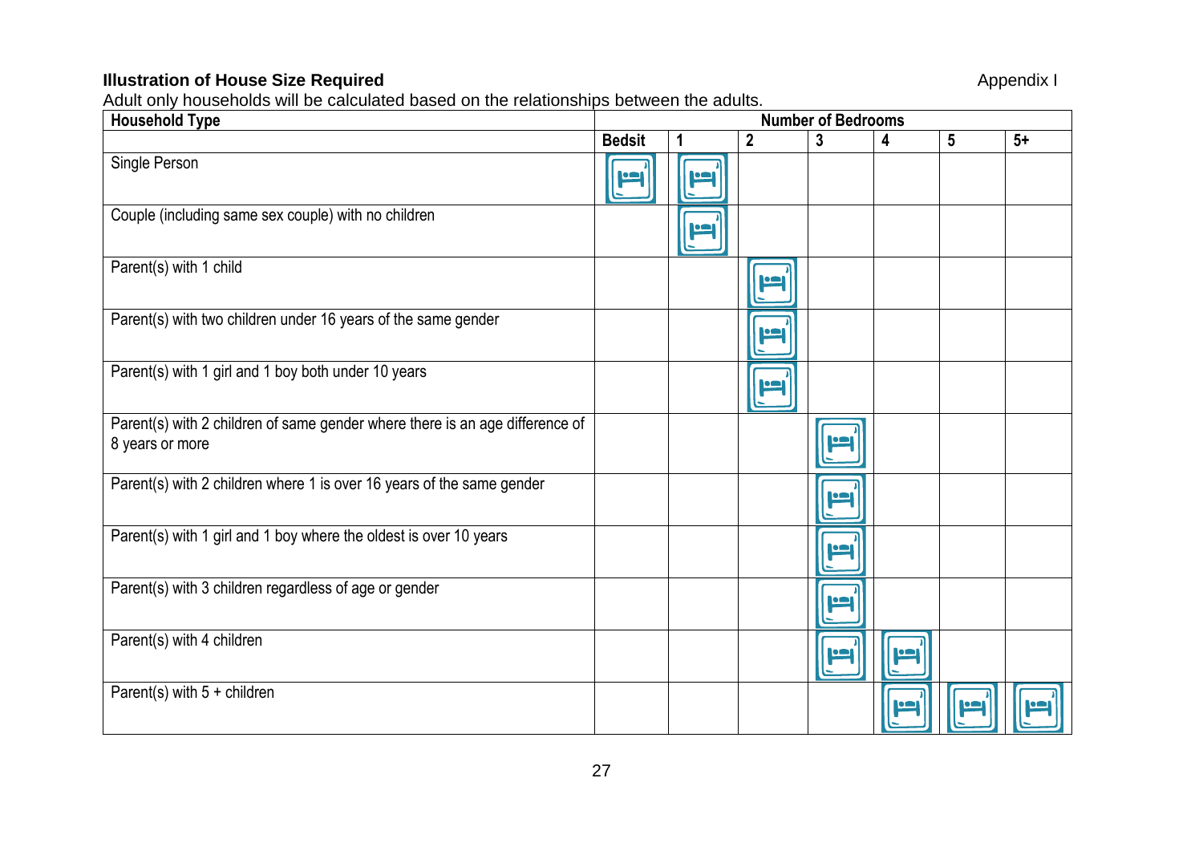**Illustration of House Size Required**

Appendix I

Adult only households will be calculated based on the relationships between the adults.

| Household Type | Number of Bedrooms | | | | | | |
|---|---|---|---|---|---|---|---|
| | Bedsit | 1 | 2 | 3 | 4 | 5 | 5+ |
| Single Person | 🛏 | 🛏 | | | | | |
| Couple (including same sex couple) with no children | | 🛏 | | | | | |
| Parent(s) with 1 child | | | 🛏 | | | | |
| Parent(s) with two children under 16 years of the same gender | | | 🛏 | | | | |
| Parent(s) with 1 girl and 1 boy both under 10 years | | | 🛏 | | | | |
| Parent(s) with 2 children of same gender where there is an age difference of 8 years or more | | | | 🛏 | | | |
| Parent(s) with 2 children where 1 is over 16 years of the same gender | | | | 🛏 | | | |
| Parent(s) with 1 girl and 1 boy where the oldest is over 10 years | | | | 🛏 | | | |
| Parent(s) with 3 children regardless of age or gender | | | | 🛏 | | | |
| Parent(s) with 4 children | | | | 🛏 | 🛏 | | |
| Parent(s) with 5 + children | | | | | 🛏 | 🛏 | 🛏 |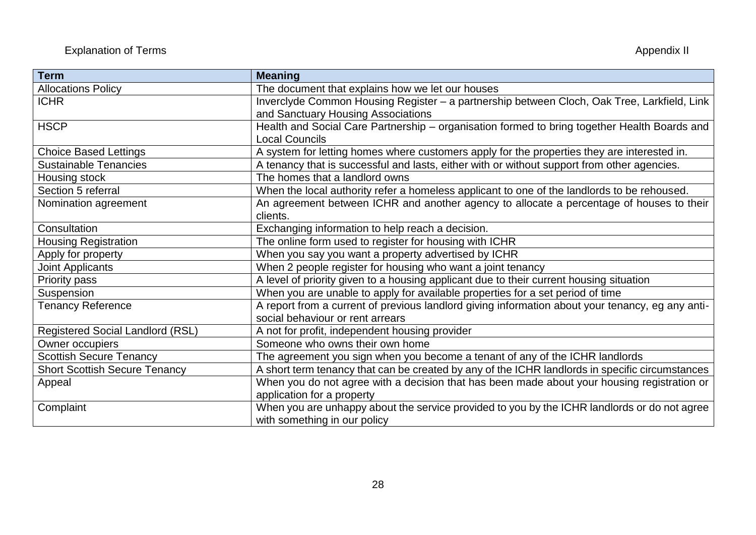Explanation of Terms

Appendix II

| Term | Meaning |
| --- | --- |
| Allocations Policy | The document that explains how we let our houses |
| ICHR | Inverclyde Common Housing Register – a partnership between Cloch, Oak Tree, Larkfield, Link and Sanctuary Housing Associations |
| HSCP | Health and Social Care Partnership – organisation formed to bring together Health Boards and Local Councils |
| Choice Based Lettings | A system for letting homes where customers apply for the properties they are interested in. |
| Sustainable Tenancies | A tenancy that is successful and lasts, either with or without support from other agencies. |
| Housing stock | The homes that a landlord owns |
| Section 5 referral | When the local authority refer a homeless applicant to one of the landlords to be rehoused. |
| Nomination agreement | An agreement between ICHR and another agency to allocate a percentage of houses to their clients. |
| Consultation | Exchanging information to help reach a decision. |
| Housing Registration | The online form used to register for housing with ICHR |
| Apply for property | When you say you want a property advertised by ICHR |
| Joint Applicants | When 2 people register for housing who want a joint tenancy |
| Priority pass | A level of priority given to a housing applicant due to their current housing situation |
| Suspension | When you are unable to apply for available properties for a set period of time |
| Tenancy Reference | A report from a current of previous landlord giving information about your tenancy, eg any anti-social behaviour or rent arrears |
| Registered Social Landlord (RSL) | A not for profit, independent housing provider |
| Owner occupiers | Someone who owns their own home |
| Scottish Secure Tenancy | The agreement you sign when you become a tenant of any of the ICHR landlords |
| Short Scottish Secure Tenancy | A short term tenancy that can be created by any of the ICHR landlords in specific circumstances |
| Appeal | When you do not agree with a decision that has been made about your housing registration or application for a property |
| Complaint | When you are unhappy about the service provided to you by the ICHR landlords or do not agree with something in our policy |